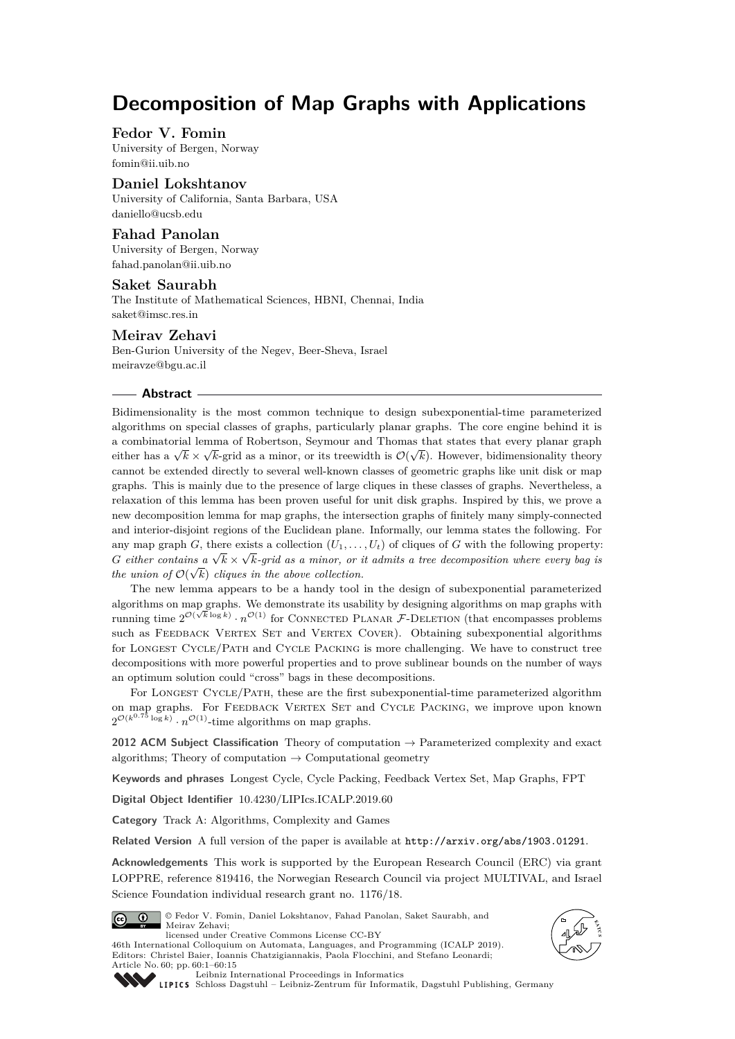# Decomposition of Map Graphs with Applications

**Fedor V. Fomin**
University of Bergen, Norway
fomin@ii.uib.no

**Daniel Lokshtanov**
University of California, Santa Barbara, USA
daniello@ucsb.edu

**Fahad Panolan**
University of Bergen, Norway
fahad.panolan@ii.uib.no

**Saket Saurabh**
The Institute of Mathematical Sciences, HBNI, Chennai, India
saket@imsc.res.in

**Meirav Zehavi**
Ben-Gurion University of the Negev, Beer-Sheva, Israel
meiravze@bgu.ac.il

## Abstract

Bidimensionality is the most common technique to design subexponential-time parameterized algorithms on special classes of graphs, particularly planar graphs. The core engine behind it is a combinatorial lemma of Robertson, Seymour and Thomas that states that every planar graph either has a $\sqrt{k} \times \sqrt{k}$-grid as a minor, or its treewidth is $\mathcal{O}(\sqrt{k})$. However, bidimensionality theory cannot be extended directly to several well-known classes of geometric graphs like unit disk or map graphs. This is mainly due to the presence of large cliques in these classes of graphs. Nevertheless, a relaxation of this lemma has been proven useful for unit disk graphs. Inspired by this, we prove a new decomposition lemma for map graphs, the intersection graphs of finitely many simply-connected and interior-disjoint regions of the Euclidean plane. Informally, our lemma states the following. For any map graph $G$, there exists a collection $(U_1, \dots, U_t)$ of cliques of $G$ with the following property: *$G$ either contains a $\sqrt{k} \times \sqrt{k}$-grid as a minor, or it admits a tree decomposition where every bag is the union of $\mathcal{O}(\sqrt{k})$ cliques in the above collection.*

The new lemma appears to be a handy tool in the design of subexponential parameterized algorithms on map graphs. We demonstrate its usability by designing algorithms on map graphs with running time $2^{\mathcal{O}(\sqrt{k} \log k)} \cdot n^{\mathcal{O}(1)}$ for Connected Planar $\mathcal{F}$-Deletion (that encompasses problems such as Feedback Vertex Set and Vertex Cover). Obtaining subexponential algorithms for Longest Cycle/Path and Cycle Packing is more challenging. We have to construct tree decompositions with more powerful properties and to prove sublinear bounds on the number of ways an optimum solution could "cross" bags in these decompositions.

For Longest Cycle/Path, these are the first subexponential-time parameterized algorithm on map graphs. For Feedback Vertex Set and Cycle Packing, we improve upon known $2^{\mathcal{O}(k^{0.75} \log k)} \cdot n^{\mathcal{O}(1)}$-time algorithms on map graphs.

**2012 ACM Subject Classification** Theory of computation → Parameterized complexity and exact algorithms; Theory of computation → Computational geometry

**Keywords and phrases** Longest Cycle, Cycle Packing, Feedback Vertex Set, Map Graphs, FPT

**Digital Object Identifier** 10.4230/LIPIcs.ICALP.2019.60

**Category** Track A: Algorithms, Complexity and Games

**Related Version** A full version of the paper is available at http://arxiv.org/abs/1903.01291.

**Acknowledgements** This work is supported by the European Research Council (ERC) via grant LOPPRE, reference 819416, the Norwegian Research Council via project MULTIVAL, and Israel Science Foundation individual research grant no. 1176/18.

© Fedor V. Fomin, Daniel Lokshtanov, Fahad Panolan, Saket Saurabh, and Meirav Zehavi;
licensed under Creative Commons License CC-BY
46th International Colloquium on Automata, Languages, and Programming (ICALP 2019).
Editors: Christel Baier, Ioannis Chatzigiannakis, Paola Flocchini, and Stefano Leonardi;
Article No. 60; pp. 60:1–60:15
Leibniz International Proceedings in Informatics
LIPICS Schloss Dagstuhl – Leibniz-Zentrum für Informatik, Dagstuhl Publishing, Germany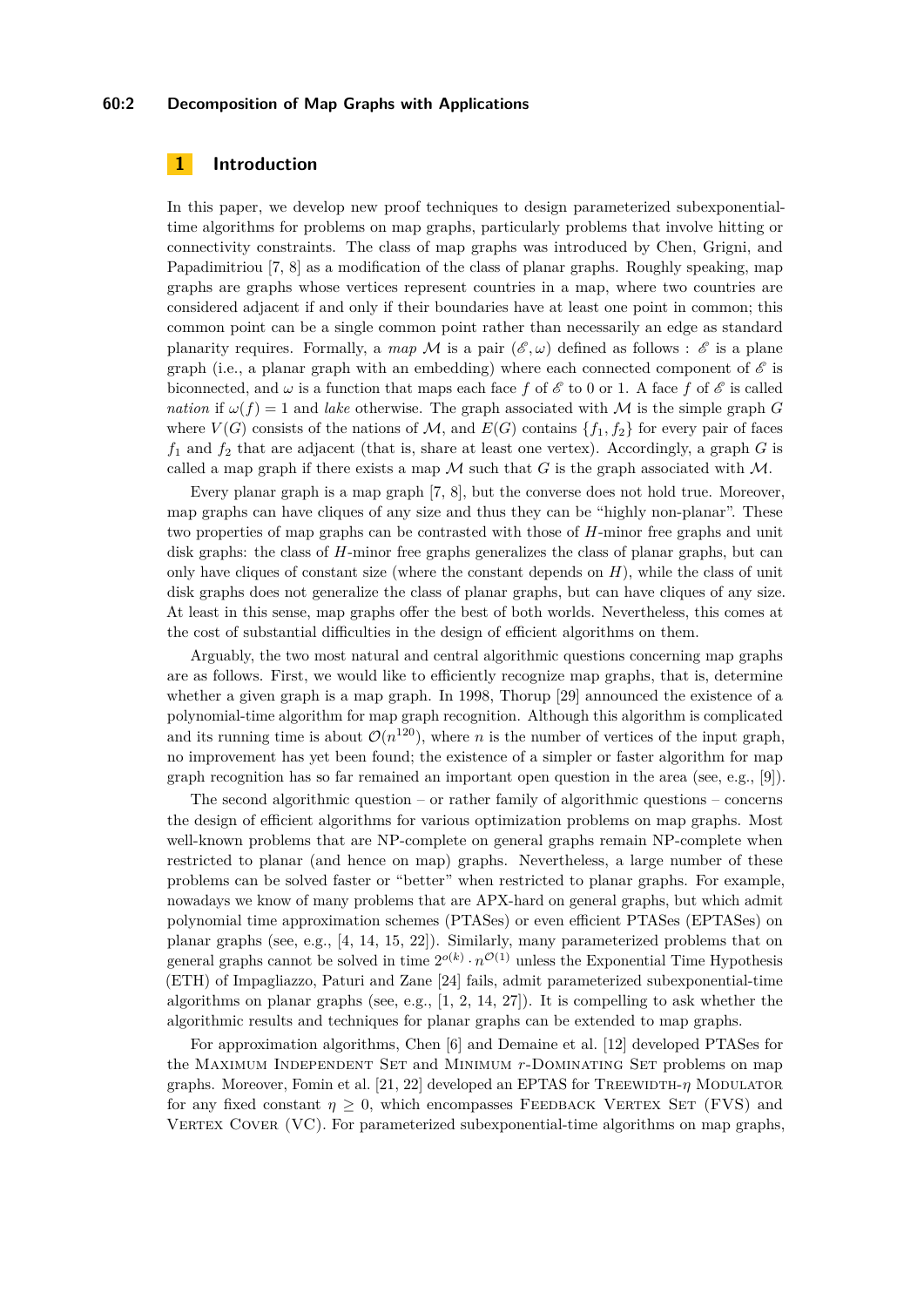## 1 Introduction

In this paper, we develop new proof techniques to design parameterized subexponential-time algorithms for problems on map graphs, particularly problems that involve hitting or connectivity constraints. The class of map graphs was introduced by Chen, Grigni, and Papadimitriou [7, 8] as a modification of the class of planar graphs. Roughly speaking, map graphs are graphs whose vertices represent countries in a map, where two countries are considered adjacent if and only if their boundaries have at least one point in common; this common point can be a single common point rather than necessarily an edge as standard planarity requires. Formally, a *map* $\mathcal{M}$ is a pair $(\mathscr{E}, \omega)$ defined as follows : $\mathscr{E}$ is a plane graph (i.e., a planar graph with an embedding) where each connected component of $\mathscr{E}$ is biconnected, and $\omega$ is a function that maps each face $f$ of $\mathscr{E}$ to 0 or 1. A face $f$ of $\mathscr{E}$ is called *nation* if $\omega(f) = 1$ and *lake* otherwise. The graph associated with $\mathcal{M}$ is the simple graph $G$ where $V(G)$ consists of the nations of $\mathcal{M}$, and $E(G)$ contains $\{f_1, f_2\}$ for every pair of faces $f_1$ and $f_2$ that are adjacent (that is, share at least one vertex). Accordingly, a graph $G$ is called a map graph if there exists a map $\mathcal{M}$ such that $G$ is the graph associated with $\mathcal{M}$.

Every planar graph is a map graph [7, 8], but the converse does not hold true. Moreover, map graphs can have cliques of any size and thus they can be "highly non-planar". These two properties of map graphs can be contrasted with those of $H$-minor free graphs and unit disk graphs: the class of $H$-minor free graphs generalizes the class of planar graphs, but can only have cliques of constant size (where the constant depends on $H$), while the class of unit disk graphs does not generalize the class of planar graphs, but can have cliques of any size. At least in this sense, map graphs offer the best of both worlds. Nevertheless, this comes at the cost of substantial difficulties in the design of efficient algorithms on them.

Arguably, the two most natural and central algorithmic questions concerning map graphs are as follows. First, we would like to efficiently recognize map graphs, that is, determine whether a given graph is a map graph. In 1998, Thorup [29] announced the existence of a polynomial-time algorithm for map graph recognition. Although this algorithm is complicated and its running time is about $\mathcal{O}(n^{120})$, where $n$ is the number of vertices of the input graph, no improvement has yet been found; the existence of a simpler or faster algorithm for map graph recognition has so far remained an important open question in the area (see, e.g., [9]).

The second algorithmic question – or rather family of algorithmic questions – concerns the design of efficient algorithms for various optimization problems on map graphs. Most well-known problems that are NP-complete on general graphs remain NP-complete when restricted to planar (and hence on map) graphs. Nevertheless, a large number of these problems can be solved faster or "better" when restricted to planar graphs. For example, nowadays we know of many problems that are APX-hard on general graphs, but which admit polynomial time approximation schemes (PTASes) or even efficient PTASes (EPTASes) on planar graphs (see, e.g., [4, 14, 15, 22]). Similarly, many parameterized problems that on general graphs cannot be solved in time $2^{o(k)} \cdot n^{\mathcal{O}(1)}$ unless the Exponential Time Hypothesis (ETH) of Impagliazzo, Paturi and Zane [24] fails, admit parameterized subexponential-time algorithms on planar graphs (see, e.g., [1, 2, 14, 27]). It is compelling to ask whether the algorithmic results and techniques for planar graphs can be extended to map graphs.

For approximation algorithms, Chen [6] and Demaine et al. [12] developed PTASes for the Maximum Independent Set and Minimum $r$-Dominating Set problems on map graphs. Moreover, Fomin et al. [21, 22] developed an EPTAS for Treewidth-$\eta$ Modulator for any fixed constant $\eta \geq 0$, which encompasses Feedback Vertex Set (FVS) and Vertex Cover (VC). For parameterized subexponential-time algorithms on map graphs,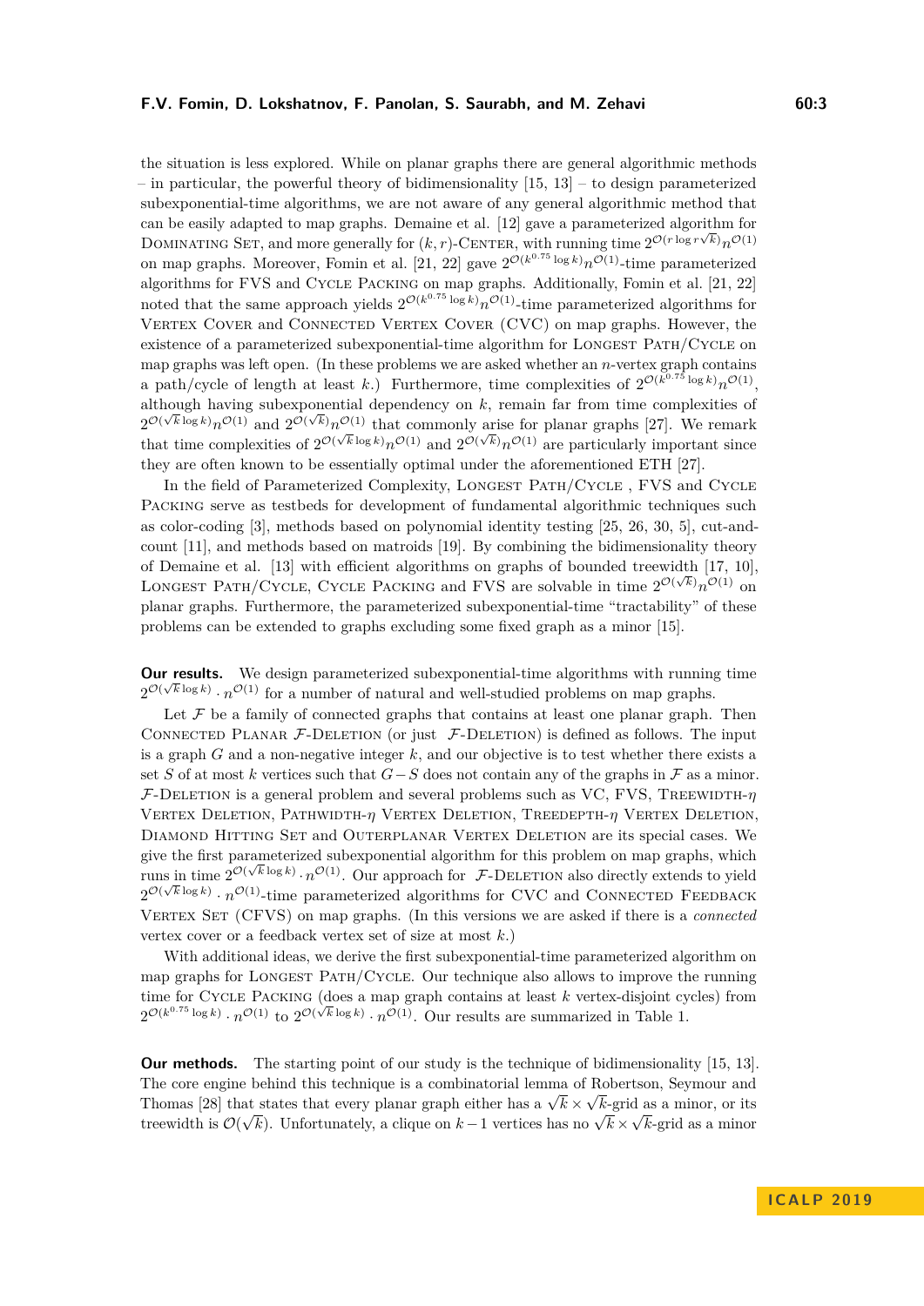the situation is less explored. While on planar graphs there are general algorithmic methods – in particular, the powerful theory of bidimensionality [15, 13] – to design parameterized subexponential-time algorithms, we are not aware of any general algorithmic method that can be easily adapted to map graphs. Demaine et al. [12] gave a parameterized algorithm for Dominating Set, and more generally for $(k,r)$-Center, with running time $2^{\mathcal{O}(r \log r \sqrt{k})} n^{\mathcal{O}(1)}$ on map graphs. Moreover, Fomin et al. [21, 22] gave $2^{\mathcal{O}(k^{0.75} \log k)} n^{\mathcal{O}(1)}$-time parameterized algorithms for FVS and Cycle Packing on map graphs. Additionally, Fomin et al. [21, 22] noted that the same approach yields $2^{\mathcal{O}(k^{0.75} \log k)} n^{\mathcal{O}(1)}$-time parameterized algorithms for Vertex Cover and Connected Vertex Cover (CVC) on map graphs. However, the existence of a parameterized subexponential-time algorithm for Longest Path/Cycle on map graphs was left open. (In these problems we are asked whether an $n$-vertex graph contains a path/cycle of length at least $k$.) Furthermore, time complexities of $2^{\mathcal{O}(k^{0.75} \log k)} n^{\mathcal{O}(1)}$, although having subexponential dependency on $k$, remain far from time complexities of $2^{\mathcal{O}(\sqrt{k} \log k)} n^{\mathcal{O}(1)}$ and $2^{\mathcal{O}(\sqrt{k})} n^{\mathcal{O}(1)}$ that commonly arise for planar graphs [27]. We remark that time complexities of $2^{\mathcal{O}(\sqrt{k} \log k)} n^{\mathcal{O}(1)}$ and $2^{\mathcal{O}(\sqrt{k})} n^{\mathcal{O}(1)}$ are particularly important since they are often known to be essentially optimal under the aforementioned ETH [27].

In the field of Parameterized Complexity, Longest Path/Cycle , FVS and Cycle Packing serve as testbeds for development of fundamental algorithmic techniques such as color-coding [3], methods based on polynomial identity testing [25, 26, 30, 5], cut-and-count [11], and methods based on matroids [19]. By combining the bidimensionality theory of Demaine et al. [13] with efficient algorithms on graphs of bounded treewidth [17, 10], Longest Path/Cycle, Cycle Packing and FVS are solvable in time $2^{\mathcal{O}(\sqrt{k})} n^{\mathcal{O}(1)}$ on planar graphs. Furthermore, the parameterized subexponential-time "tractability" of these problems can be extended to graphs excluding some fixed graph as a minor [15].

**Our results.** We design parameterized subexponential-time algorithms with running time $2^{\mathcal{O}(\sqrt{k} \log k)} \cdot n^{\mathcal{O}(1)}$ for a number of natural and well-studied problems on map graphs.

Let $\mathcal{F}$ be a family of connected graphs that contains at least one planar graph. Then Connected Planar $\mathcal{F}$-Deletion (or just $\mathcal{F}$-Deletion) is defined as follows. The input is a graph $G$ and a non-negative integer $k$, and our objective is to test whether there exists a set $S$ of at most $k$ vertices such that $G - S$ does not contain any of the graphs in $\mathcal{F}$ as a minor. $\mathcal{F}$-Deletion is a general problem and several problems such as VC, FVS, Treewidth-$\eta$ Vertex Deletion, Pathwidth-$\eta$ Vertex Deletion, Treedepth-$\eta$ Vertex Deletion, Diamond Hitting Set and Outerplanar Vertex Deletion are its special cases. We give the first parameterized subexponential algorithm for this problem on map graphs, which runs in time $2^{\mathcal{O}(\sqrt{k} \log k)} \cdot n^{\mathcal{O}(1)}$. Our approach for $\mathcal{F}$-Deletion also directly extends to yield $2^{\mathcal{O}(\sqrt{k} \log k)} \cdot n^{\mathcal{O}(1)}$-time parameterized algorithms for CVC and Connected Feedback Vertex Set (CFVS) on map graphs. (In this versions we are asked if there is a *connected* vertex cover or a feedback vertex set of size at most $k$.)

With additional ideas, we derive the first subexponential-time parameterized algorithm on map graphs for Longest Path/Cycle. Our technique also allows to improve the running time for Cycle Packing (does a map graph contains at least $k$ vertex-disjoint cycles) from $2^{\mathcal{O}(k^{0.75} \log k)} \cdot n^{\mathcal{O}(1)}$ to $2^{\mathcal{O}(\sqrt{k} \log k)} \cdot n^{\mathcal{O}(1)}$. Our results are summarized in Table 1.

**Our methods.** The starting point of our study is the technique of bidimensionality [15, 13]. The core engine behind this technique is a combinatorial lemma of Robertson, Seymour and Thomas [28] that states that every planar graph either has a $\sqrt{k} \times \sqrt{k}$-grid as a minor, or its treewidth is $\mathcal{O}(\sqrt{k})$. Unfortunately, a clique on $k-1$ vertices has no $\sqrt{k} \times \sqrt{k}$-grid as a minor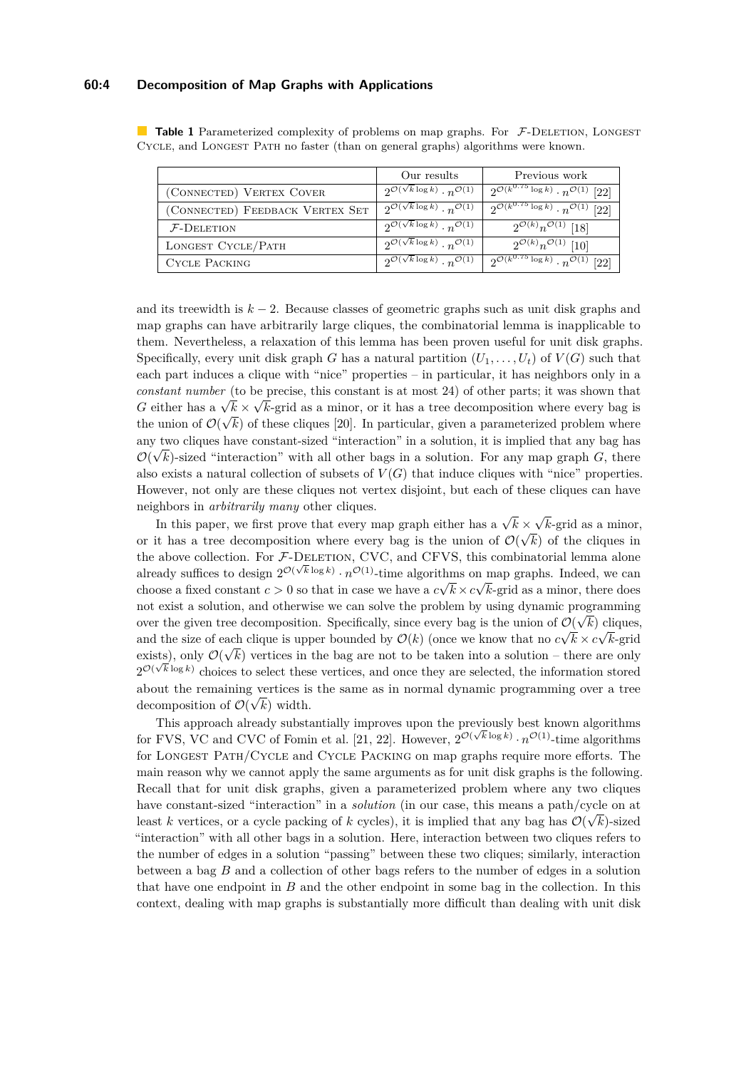**Table 1** Parameterized complexity of problems on map graphs. For $\mathcal{F}$-Deletion, Longest Cycle, and Longest Path no faster (than on general graphs) algorithms were known.

| | Our results | Previous work |
|---|---|---|
| (Connected) Vertex Cover | $2^{\mathcal{O}(\sqrt{k}\log k)} \cdot n^{\mathcal{O}(1)}$ | $2^{\mathcal{O}(k^{0.75}\log k)} \cdot n^{\mathcal{O}(1)}$ [22] |
| (Connected) Feedback Vertex Set | $2^{\mathcal{O}(\sqrt{k}\log k)} \cdot n^{\mathcal{O}(1)}$ | $2^{\mathcal{O}(k^{0.75}\log k)} \cdot n^{\mathcal{O}(1)}$ [22] |
| $\mathcal{F}$-Deletion | $2^{\mathcal{O}(\sqrt{k}\log k)} \cdot n^{\mathcal{O}(1)}$ | $2^{\mathcal{O}(k)} n^{\mathcal{O}(1)}$ [18] |
| Longest Cycle/Path | $2^{\mathcal{O}(\sqrt{k}\log k)} \cdot n^{\mathcal{O}(1)}$ | $2^{\mathcal{O}(k)} n^{\mathcal{O}(1)}$ [10] |
| Cycle Packing | $2^{\mathcal{O}(\sqrt{k}\log k)} \cdot n^{\mathcal{O}(1)}$ | $2^{\mathcal{O}(k^{0.75}\log k)} \cdot n^{\mathcal{O}(1)}$ [22] |

and its treewidth is $k-2$. Because classes of geometric graphs such as unit disk graphs and map graphs can have arbitrarily large cliques, the combinatorial lemma is inapplicable to them. Nevertheless, a relaxation of this lemma has been proven useful for unit disk graphs. Specifically, every unit disk graph $G$ has a natural partition $(U_1, \ldots, U_t)$ of $V(G)$ such that each part induces a clique with "nice" properties – in particular, it has neighbors only in a *constant number* (to be precise, this constant is at most 24) of other parts; it was shown that $G$ either has a $\sqrt{k} \times \sqrt{k}$-grid as a minor, or it has a tree decomposition where every bag is the union of $\mathcal{O}(\sqrt{k})$ of these cliques [20]. In particular, given a parameterized problem where any two cliques have constant-sized "interaction" in a solution, it is implied that any bag has $\mathcal{O}(\sqrt{k})$-sized "interaction" with all other bags in a solution. For any map graph $G$, there also exists a natural collection of subsets of $V(G)$ that induce cliques with "nice" properties. However, not only are these cliques not vertex disjoint, but each of these cliques can have neighbors in *arbitrarily many* other cliques.

In this paper, we first prove that every map graph either has a $\sqrt{k} \times \sqrt{k}$-grid as a minor, or it has a tree decomposition where every bag is the union of $\mathcal{O}(\sqrt{k})$ of the cliques in the above collection. For $\mathcal{F}$-Deletion, CVC, and CFVS, this combinatorial lemma alone already suffices to design $2^{\mathcal{O}(\sqrt{k}\log k)} \cdot n^{\mathcal{O}(1)}$-time algorithms on map graphs. Indeed, we can choose a fixed constant $c > 0$ so that in case we have a $c\sqrt{k} \times c\sqrt{k}$-grid as a minor, there does not exist a solution, and otherwise we can solve the problem by using dynamic programming over the given tree decomposition. Specifically, since every bag is the union of $\mathcal{O}(\sqrt{k})$ cliques, and the size of each clique is upper bounded by $\mathcal{O}(k)$ (once we know that no $c\sqrt{k} \times c\sqrt{k}$-grid exists), only $\mathcal{O}(\sqrt{k})$ vertices in the bag are not to be taken into a solution – there are only $2^{\mathcal{O}(\sqrt{k}\log k)}$ choices to select these vertices, and once they are selected, the information stored about the remaining vertices is the same as in normal dynamic programming over a tree decomposition of $\mathcal{O}(\sqrt{k})$ width.

This approach already substantially improves upon the previously best known algorithms for FVS, VC and CVC of Fomin et al. [21, 22]. However, $2^{\mathcal{O}(\sqrt{k}\log k)} \cdot n^{\mathcal{O}(1)}$-time algorithms for Longest Path/Cycle and Cycle Packing on map graphs require more efforts. The main reason why we cannot apply the same arguments as for unit disk graphs is the following. Recall that for unit disk graphs, given a parameterized problem where any two cliques have constant-sized "interaction" in a *solution* (in our case, this means a path/cycle on at least $k$ vertices, or a cycle packing of $k$ cycles), it is implied that any bag has $\mathcal{O}(\sqrt{k})$-sized "interaction" with all other bags in a solution. Here, interaction between two cliques refers to the number of edges in a solution "passing" between these two cliques; similarly, interaction between a bag $B$ and a collection of other bags refers to the number of edges in a solution that have one endpoint in $B$ and the other endpoint in some bag in the collection. In this context, dealing with map graphs is substantially more difficult than dealing with unit disk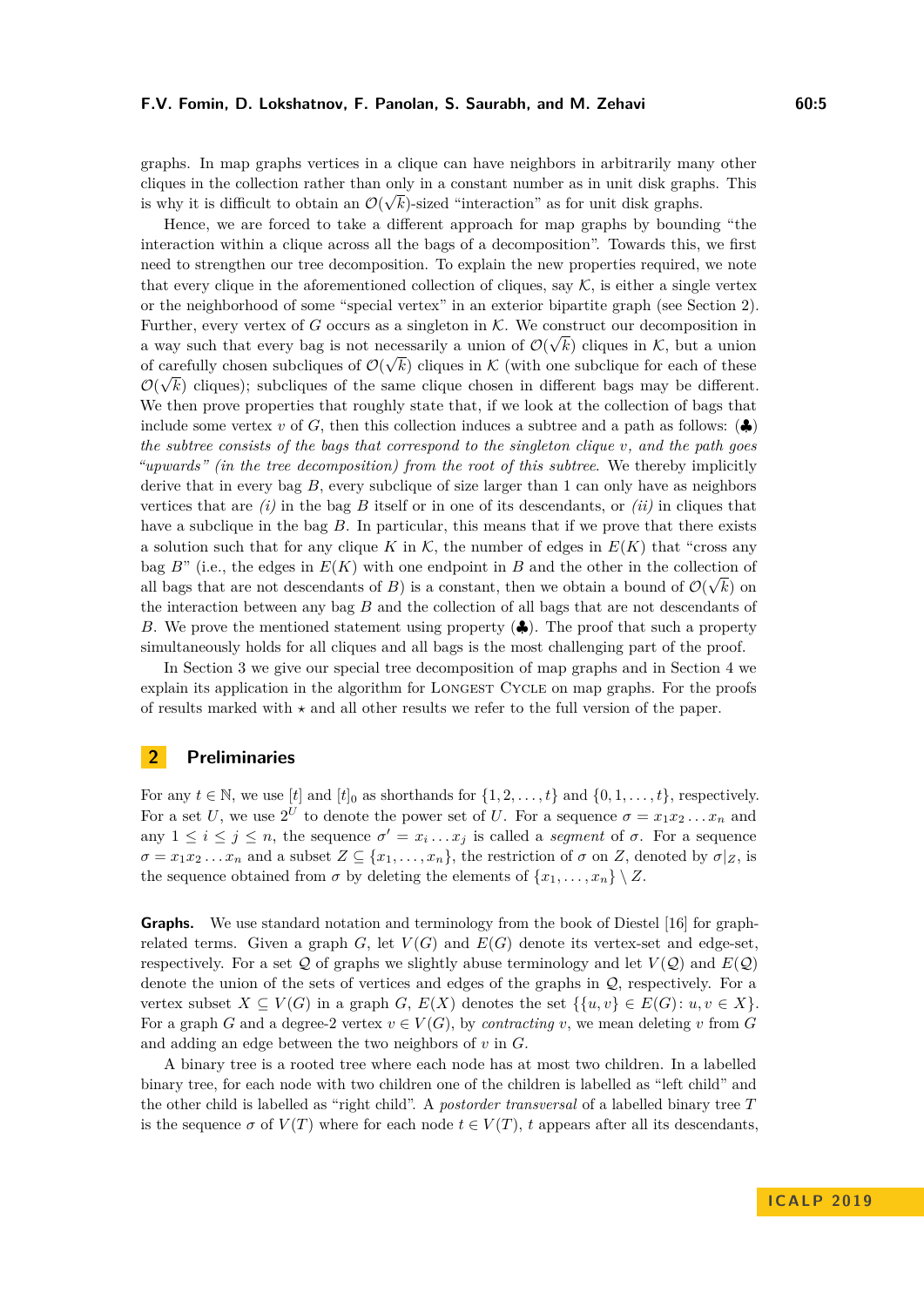graphs. In map graphs vertices in a clique can have neighbors in arbitrarily many other cliques in the collection rather than only in a constant number as in unit disk graphs. This is why it is difficult to obtain an $\mathcal{O}(\sqrt{k})$-sized "interaction" as for unit disk graphs.

Hence, we are forced to take a different approach for map graphs by bounding "the interaction within a clique across all the bags of a decomposition". Towards this, we first need to strengthen our tree decomposition. To explain the new properties required, we note that every clique in the aforementioned collection of cliques, say $\mathcal{K}$, is either a single vertex or the neighborhood of some "special vertex" in an exterior bipartite graph (see Section 2). Further, every vertex of $G$ occurs as a singleton in $\mathcal{K}$. We construct our decomposition in a way such that every bag is not necessarily a union of $\mathcal{O}(\sqrt{k})$ cliques in $\mathcal{K}$, but a union of carefully chosen subcliques of $\mathcal{O}(\sqrt{k})$ cliques in $\mathcal{K}$ (with one subclique for each of these $\mathcal{O}(\sqrt{k})$ cliques); subcliques of the same clique chosen in different bags may be different. We then prove properties that roughly state that, if we look at the collection of bags that include some vertex $v$ of $G$, then this collection induces a subtree and a path as follows: (♣) *the subtree consists of the bags that correspond to the singleton clique $v$, and the path goes "upwards" (in the tree decomposition) from the root of this subtree.* We thereby implicitly derive that in every bag $B$, every subclique of size larger than 1 can only have as neighbors vertices that are *(i)* in the bag $B$ itself or in one of its descendants, or *(ii)* in cliques that have a subclique in the bag $B$. In particular, this means that if we prove that there exists a solution such that for any clique $K$ in $\mathcal{K}$, the number of edges in $E(K)$ that "cross any bag $B$" (i.e., the edges in $E(K)$ with one endpoint in $B$ and the other in the collection of all bags that are not descendants of $B$) is a constant, then we obtain a bound of $\mathcal{O}(\sqrt{k})$ on the interaction between any bag $B$ and the collection of all bags that are not descendants of $B$. We prove the mentioned statement using property (♣). The proof that such a property simultaneously holds for all cliques and all bags is the most challenging part of the proof.

In Section 3 we give our special tree decomposition of map graphs and in Section 4 we explain its application in the algorithm for Longest Cycle on map graphs. For the proofs of results marked with $\star$ and all other results we refer to the full version of the paper.

## 2 Preliminaries

For any $t \in \mathbb{N}$, we use $[t]$ and $[t]_0$ as shorthands for $\{1, 2, \ldots, t\}$ and $\{0, 1, \ldots, t\}$, respectively. For a set $U$, we use $2^U$ to denote the power set of $U$. For a sequence $\sigma = x_1 x_2 \ldots x_n$ and any $1 \leq i \leq j \leq n$, the sequence $\sigma' = x_i \ldots x_j$ is called a *segment* of $\sigma$. For a sequence $\sigma = x_1 x_2 \ldots x_n$ and a subset $Z \subseteq \{x_1, \ldots, x_n\}$, the restriction of $\sigma$ on $Z$, denoted by $\sigma|_Z$, is the sequence obtained from $\sigma$ by deleting the elements of $\{x_1, \ldots, x_n\} \setminus Z$.

**Graphs.** We use standard notation and terminology from the book of Diestel [16] for graph-related terms. Given a graph $G$, let $V(G)$ and $E(G)$ denote its vertex-set and edge-set, respectively. For a set $\mathcal{Q}$ of graphs we slightly abuse terminology and let $V(\mathcal{Q})$ and $E(\mathcal{Q})$ denote the union of the sets of vertices and edges of the graphs in $\mathcal{Q}$, respectively. For a vertex subset $X \subseteq V(G)$ in a graph $G$, $E(X)$ denotes the set $\{\{u, v\} \in E(G) : u, v \in X\}$. For a graph $G$ and a degree-2 vertex $v \in V(G)$, by *contracting* $v$, we mean deleting $v$ from $G$ and adding an edge between the two neighbors of $v$ in $G$.

A binary tree is a rooted tree where each node has at most two children. In a labelled binary tree, for each node with two children one of the children is labelled as "left child" and the other child is labelled as "right child". A *postorder transversal* of a labelled binary tree $T$ is the sequence $\sigma$ of $V(T)$ where for each node $t \in V(T)$, $t$ appears after all its descendants,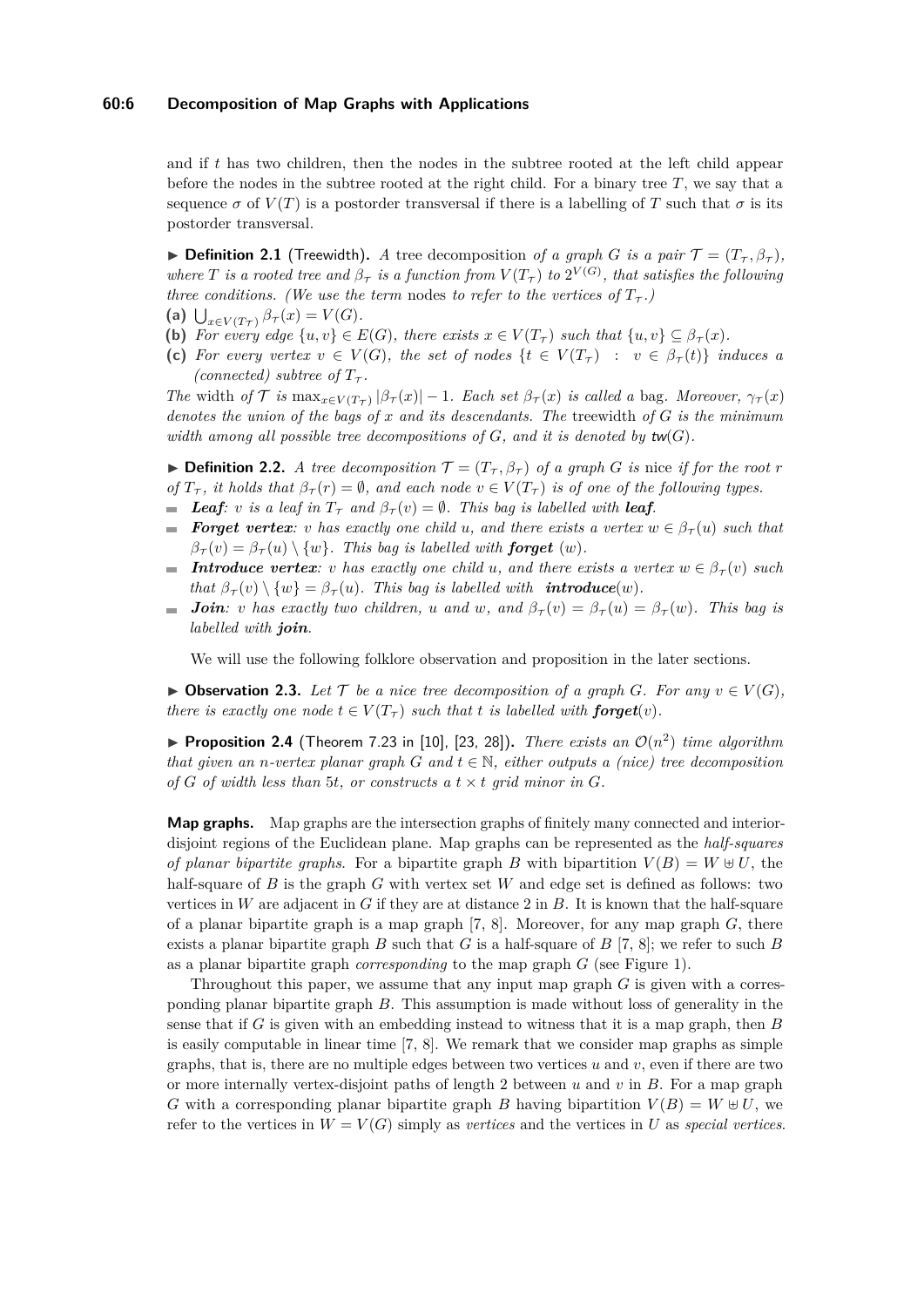and if $t$ has two children, then the nodes in the subtree rooted at the left child appear before the nodes in the subtree rooted at the right child. For a binary tree $T$, we say that a sequence $\sigma$ of $V(T)$ is a postorder transversal if there is a labelling of $T$ such that $\sigma$ is its postorder transversal.

▶ **Definition 2.1** (Treewidth)**.** *A* tree decomposition *of a graph $G$ is a pair $\mathcal{T} = (T_\mathcal{T}, \beta_\mathcal{T})$, where $T$ is a rooted tree and $\beta_\mathcal{T}$ is a function from $V(T_\mathcal{T})$ to $2^{V(G)}$, that satisfies the following three conditions. (We use the term* nodes *to refer to the vertices of $T_\mathcal{T}$.)*

**(a)** $\bigcup_{x \in V(T_\mathcal{T})} \beta_\mathcal{T}(x) = V(G)$.

**(b)** *For every edge $\{u,v\} \in E(G)$, there exists $x \in V(T_\mathcal{T})$ such that $\{u,v\} \subseteq \beta_\mathcal{T}(x)$.*

**(c)** *For every vertex $v \in V(G)$, the set of nodes $\{t \in V(T_\mathcal{T}) \ : \ v \in \beta_\mathcal{T}(t)\}$ induces a (connected) subtree of $T_\mathcal{T}$.*

*The* width *of $\mathcal{T}$ is $\max_{x \in V(T_\mathcal{T})} |\beta_\mathcal{T}(x)| - 1$. Each set $\beta_\mathcal{T}(x)$ is called a* bag*. Moreover, $\gamma_\mathcal{T}(x)$ denotes the union of the bags of $x$ and its descendants. The* treewidth *of $G$ is the minimum width among all possible tree decompositions of $G$, and it is denoted by $\mathsf{tw}(G)$.*

▶ **Definition 2.2.** *A tree decomposition $\mathcal{T} = (T_\mathcal{T}, \beta_\mathcal{T})$ of a graph $G$ is* nice *if for the root $r$ of $T_\mathcal{T}$, it holds that $\beta_\mathcal{T}(r) = \emptyset$, and each node $v \in V(T_\mathcal{T})$ is of one of the following types.*

- ***Leaf****: $v$ is a leaf in $T_\mathcal{T}$ and $\beta_\mathcal{T}(v) = \emptyset$. This bag is labelled with **leaf**.*
- ***Forget vertex****: $v$ has exactly one child $u$, and there exists a vertex $w \in \beta_\mathcal{T}(u)$ such that $\beta_\mathcal{T}(v) = \beta_\mathcal{T}(u) \setminus \{w\}$. This bag is labelled with **forget** $(w)$.*
- ***Introduce vertex****: $v$ has exactly one child $u$, and there exists a vertex $w \in \beta_\mathcal{T}(v)$ such that $\beta_\mathcal{T}(v) \setminus \{w\} = \beta_\mathcal{T}(u)$. This bag is labelled with **introduce**$(w)$.*
- ***Join****: $v$ has exactly two children, $u$ and $w$, and $\beta_\mathcal{T}(v) = \beta_\mathcal{T}(u) = \beta_\mathcal{T}(w)$. This bag is labelled with **join**.*

We will use the following folklore observation and proposition in the later sections.

▶ **Observation 2.3.** *Let $\mathcal{T}$ be a nice tree decomposition of a graph $G$. For any $v \in V(G)$, there is exactly one node $t \in V(T_\mathcal{T})$ such that $t$ is labelled with **forget**$(v)$.*

▶ **Proposition 2.4** (Theorem 7.23 in [10], [23, 28])**.** *There exists an $\mathcal{O}(n^2)$ time algorithm that given an $n$-vertex planar graph $G$ and $t \in \mathbb{N}$, either outputs a (nice) tree decomposition of $G$ of width less than $5t$, or constructs a $t \times t$ grid minor in $G$.*

**Map graphs.** Map graphs are the intersection graphs of finitely many connected and interior-disjoint regions of the Euclidean plane. Map graphs can be represented as the *half-squares of planar bipartite graphs*. For a bipartite graph $B$ with bipartition $V(B) = W \uplus U$, the half-square of $B$ is the graph $G$ with vertex set $W$ and edge set is defined as follows: two vertices in $W$ are adjacent in $G$ if they are at distance 2 in $B$. It is known that the half-square of a planar bipartite graph is a map graph [7, 8]. Moreover, for any map graph $G$, there exists a planar bipartite graph $B$ such that $G$ is a half-square of $B$ [7, 8]; we refer to such $B$ as a planar bipartite graph *corresponding* to the map graph $G$ (see Figure 1).

Throughout this paper, we assume that any input map graph $G$ is given with a corresponding planar bipartite graph $B$. This assumption is made without loss of generality in the sense that if $G$ is given with an embedding instead to witness that it is a map graph, then $B$ is easily computable in linear time [7, 8]. We remark that we consider map graphs as simple graphs, that is, there are no multiple edges between two vertices $u$ and $v$, even if there are two or more internally vertex-disjoint paths of length 2 between $u$ and $v$ in $B$. For a map graph $G$ with a corresponding planar bipartite graph $B$ having bipartition $V(B) = W \uplus U$, we refer to the vertices in $W = V(G)$ simply as *vertices* and the vertices in $U$ as *special vertices*.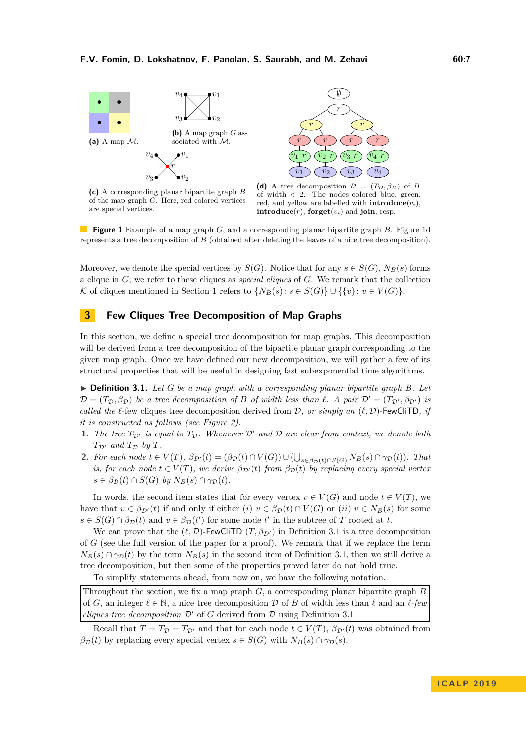(a) A map $\mathcal{M}$.

(b) A map graph $G$ associated with $\mathcal{M}$.

(c) A corresponding planar bipartite graph $B$ of the map graph $G$. Here, red colored vertices are special vertices.

(d) A tree decomposition $\mathcal{D} = (T_{\mathcal{D}}, \beta_{\mathcal{D}})$ of $B$ of width $< 2$. The nodes colored blue, green, red, and yellow are labelled with **introduce**($v_i$), **introduce**($r$), **forget**($v_i$) and **join**, resp.

**Figure 1** Example of a map graph $G$, and a corresponding planar bipartite graph $B$. Figure 1d represents a tree decomposition of $B$ (obtained after deleting the leaves of a nice tree decomposition).

Moreover, we denote the special vertices by $S(G)$. Notice that for any $s \in S(G)$, $N_B(s)$ forms a clique in $G$; we refer to these cliques as *special cliques* of $G$. We remark that the collection $\mathcal{K}$ of cliques mentioned in Section 1 refers to $\{N_B(s) : s \in S(G)\} \cup \{\{v\} : v \in V(G)\}$.

## 3 Few Cliques Tree Decomposition of Map Graphs

In this section, we define a special tree decomposition for map graphs. This decomposition will be derived from a tree decomposition of the bipartite planar graph corresponding to the given map graph. Once we have defined our new decomposition, we will gather a few of its structural properties that will be useful in designing fast subexponential time algorithms.

▶ **Definition 3.1.** *Let $G$ be a map graph with a corresponding planar bipartite graph $B$. Let $\mathcal{D} = (T_{\mathcal{D}}, \beta_{\mathcal{D}})$ be a tree decomposition of $B$ of width less than $\ell$. A pair $\mathcal{D}' = (T_{\mathcal{D}'}, \beta_{\mathcal{D}'})$ is called the $\ell$-*few cliques tree decomposition derived from $\mathcal{D}$, or simply an $(\ell, \mathcal{D})$-FewCliTD, if it is constructed as follows (see Figure 2).*

1. *The tree $T_{\mathcal{D}'}$ is equal to $T_{\mathcal{D}}$. Whenever $\mathcal{D}'$ and $\mathcal{D}$ are clear from context, we denote both $T_{\mathcal{D}'}$ and $T_{\mathcal{D}}$ by $T$.*
2. *For each node $t \in V(T)$, $\beta_{\mathcal{D}'}(t) = (\beta_{\mathcal{D}}(t) \cap V(G)) \cup (\bigcup_{s \in \beta_{\mathcal{D}}(t) \cap S(G)} N_B(s) \cap \gamma_{\mathcal{D}}(t))$. That is, for each node $t \in V(T)$, we derive $\beta_{\mathcal{D}'}(t)$ from $\beta_{\mathcal{D}}(t)$ by replacing every special vertex $s \in \beta_{\mathcal{D}}(t) \cap S(G)$ by $N_B(s) \cap \gamma_{\mathcal{D}}(t)$.*

In words, the second item states that for every vertex $v \in V(G)$ and node $t \in V(T)$, we have that $v \in \beta_{\mathcal{D}'}(t)$ if and only if either $(i)$ $v \in \beta_{\mathcal{D}}(t) \cap V(G)$ or $(ii)$ $v \in N_B(s)$ for some $s \in S(G) \cap \beta_{\mathcal{D}}(t)$ and $v \in \beta_{\mathcal{D}}(t')$ for some node $t'$ in the subtree of $T$ rooted at $t$.

We can prove that the $(\ell, \mathcal{D})$-FewCliTD $(T, \beta_{\mathcal{D}'})$ in Definition 3.1 is a tree decomposition of $G$ (see the full version of the paper for a proof). We remark that if we replace the term $N_B(s) \cap \gamma_{\mathcal{D}}(t)$ by the term $N_B(s)$ in the second item of Definition 3.1, then we still derive a tree decomposition, but then some of the properties proved later do not hold true.

To simplify statements ahead, from now on, we have the following notation.

Throughout the section, we fix a map graph $G$, a corresponding planar bipartite graph $B$ of $G$, an integer $\ell \in \mathbb{N}$, a nice tree decomposition $\mathcal{D}$ of $B$ of width less than $\ell$ and an *$\ell$-few cliques tree decomposition* $\mathcal{D}'$ of $G$ derived from $\mathcal{D}$ using Definition 3.1

Recall that $T = T_{\mathcal{D}} = T_{\mathcal{D}'}$ and that for each node $t \in V(T)$, $\beta_{\mathcal{D}'}(t)$ was obtained from $\beta_{\mathcal{D}}(t)$ by replacing every special vertex $s \in S(G)$ with $N_B(s) \cap \gamma_{\mathcal{D}}(s)$.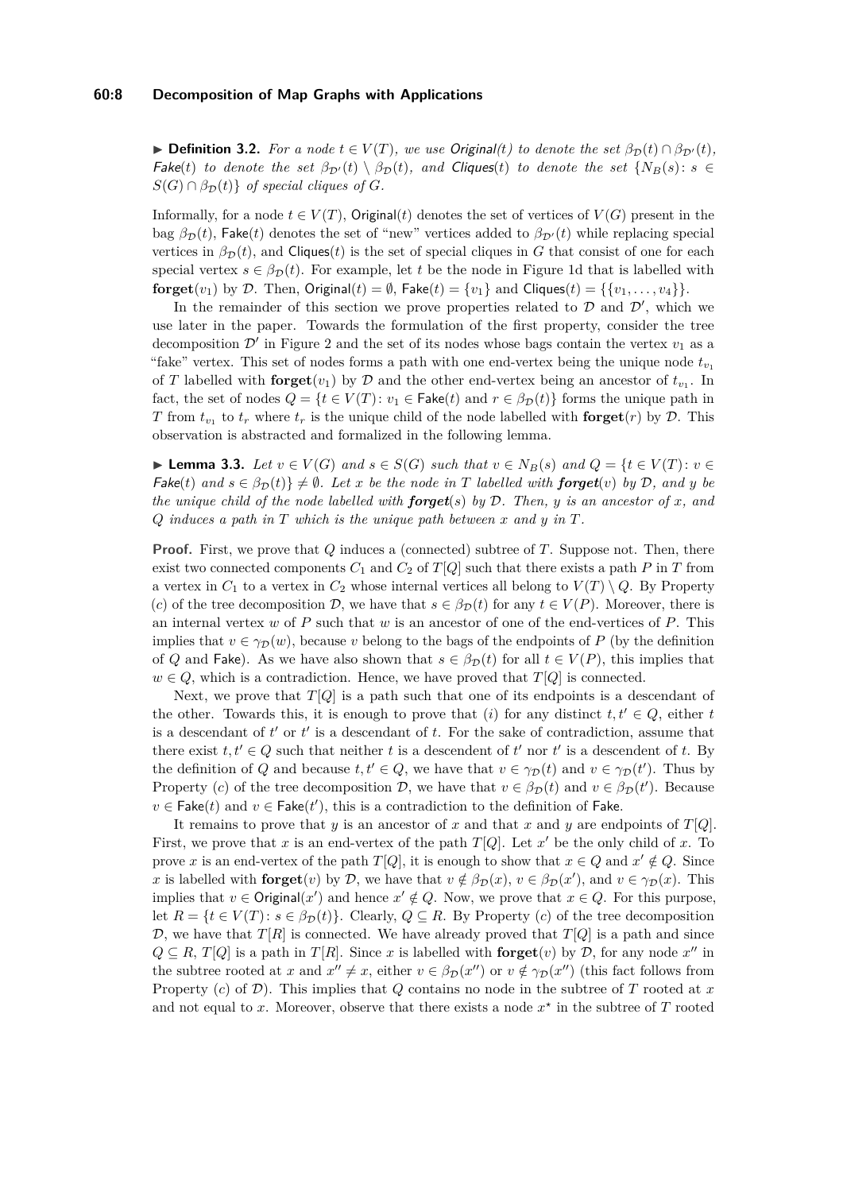▶ **Definition 3.2.** *For a node $t \in V(T)$, we use* Original$(t)$ *to denote the set $\beta_{\mathcal{D}}(t) \cap \beta_{\mathcal{D}'}(t)$,* Fake$(t)$ *to denote the set $\beta_{\mathcal{D}'}(t) \setminus \beta_{\mathcal{D}}(t)$, and* Cliques$(t)$ *to denote the set $\{N_B(s) \colon s \in S(G) \cap \beta_{\mathcal{D}}(t)\}$ of special cliques of $G$.*

Informally, for a node $t \in V(T)$, Original$(t)$ denotes the set of vertices of $V(G)$ present in the bag $\beta_{\mathcal{D}}(t)$, Fake$(t)$ denotes the set of "new" vertices added to $\beta_{\mathcal{D}'}(t)$ while replacing special vertices in $\beta_{\mathcal{D}}(t)$, and Cliques$(t)$ is the set of special cliques in $G$ that consist of one for each special vertex $s \in \beta_{\mathcal{D}}(t)$. For example, let $t$ be the node in Figure 1d that is labelled with **forget**$(v_1)$ by $\mathcal{D}$. Then, Original$(t) = \emptyset$, Fake$(t) = \{v_1\}$ and Cliques$(t) = \{\{v_1, \ldots, v_4\}\}$.

In the remainder of this section we prove properties related to $\mathcal{D}$ and $\mathcal{D}'$, which we use later in the paper. Towards the formulation of the first property, consider the tree decomposition $\mathcal{D}'$ in Figure 2 and the set of its nodes whose bags contain the vertex $v_1$ as a "fake" vertex. This set of nodes forms a path with one end-vertex being the unique node $t_{v_1}$ of $T$ labelled with **forget**$(v_1)$ by $\mathcal{D}$ and the other end-vertex being an ancestor of $t_{v_1}$. In fact, the set of nodes $Q = \{t \in V(T) \colon v_1 \in \text{Fake}(t) \text{ and } r \in \beta_{\mathcal{D}}(t)\}$ forms the unique path in $T$ from $t_{v_1}$ to $t_r$ where $t_r$ is the unique child of the node labelled with **forget**$(r)$ by $\mathcal{D}$. This observation is abstracted and formalized in the following lemma.

▶ **Lemma 3.3.** *Let $v \in V(G)$ and $s \in S(G)$ such that $v \in N_B(s)$ and $Q = \{t \in V(T) \colon v \in$ Fake$(t)$ and $s \in \beta_{\mathcal{D}}(t)\} \neq \emptyset$. Let $x$ be the node in $T$ labelled with **forget**$(v)$ by $\mathcal{D}$, and $y$ be the unique child of the node labelled with **forget**$(s)$ by $\mathcal{D}$. Then, $y$ is an ancestor of $x$, and $Q$ induces a path in $T$ which is the unique path between $x$ and $y$ in $T$.*

**Proof.** First, we prove that $Q$ induces a (connected) subtree of $T$. Suppose not. Then, there exist two connected components $C_1$ and $C_2$ of $T[Q]$ such that there exists a path $P$ in $T$ from a vertex in $C_1$ to a vertex in $C_2$ whose internal vertices all belong to $V(T) \setminus Q$. By Property $(c)$ of the tree decomposition $\mathcal{D}$, we have that $s \in \beta_{\mathcal{D}}(t)$ for any $t \in V(P)$. Moreover, there is an internal vertex $w$ of $P$ such that $w$ is an ancestor of one of the end-vertices of $P$. This implies that $v \in \gamma_{\mathcal{D}}(w)$, because $v$ belong to the bags of the endpoints of $P$ (by the definition of $Q$ and Fake). As we have also shown that $s \in \beta_{\mathcal{D}}(t)$ for all $t \in V(P)$, this implies that $w \in Q$, which is a contradiction. Hence, we have proved that $T[Q]$ is connected.

Next, we prove that $T[Q]$ is a path such that one of its endpoints is a descendant of the other. Towards this, it is enough to prove that $(i)$ for any distinct $t, t' \in Q$, either $t$ is a descendant of $t'$ or $t'$ is a descendant of $t$. For the sake of contradiction, assume that there exist $t, t' \in Q$ such that neither $t$ is a descendent of $t'$ nor $t'$ is a descendent of $t$. By the definition of $Q$ and because $t, t' \in Q$, we have that $v \in \gamma_{\mathcal{D}}(t)$ and $v \in \gamma_{\mathcal{D}}(t')$. Thus by Property $(c)$ of the tree decomposition $\mathcal{D}$, we have that $v \in \beta_{\mathcal{D}}(t)$ and $v \in \beta_{\mathcal{D}}(t')$. Because $v \in$ Fake$(t)$ and $v \in$ Fake$(t')$, this is a contradiction to the definition of Fake.

It remains to prove that $y$ is an ancestor of $x$ and that $x$ and $y$ are endpoints of $T[Q]$. First, we prove that $x$ is an end-vertex of the path $T[Q]$. Let $x'$ be the only child of $x$. To prove $x$ is an end-vertex of the path $T[Q]$, it is enough to show that $x \in Q$ and $x' \notin Q$. Since $x$ is labelled with **forget**$(v)$ by $\mathcal{D}$, we have that $v \notin \beta_{\mathcal{D}}(x)$, $v \in \beta_{\mathcal{D}}(x')$, and $v \in \gamma_{\mathcal{D}}(x)$. This implies that $v \in$ Original$(x')$ and hence $x' \notin Q$. Now, we prove that $x \in Q$. For this purpose, let $R = \{t \in V(T) \colon s \in \beta_{\mathcal{D}}(t)\}$. Clearly, $Q \subseteq R$. By Property $(c)$ of the tree decomposition $\mathcal{D}$, we have that $T[R]$ is connected. We have already proved that $T[Q]$ is a path and since $Q \subseteq R$, $T[Q]$ is a path in $T[R]$. Since $x$ is labelled with **forget**$(v)$ by $\mathcal{D}$, for any node $x''$ in the subtree rooted at $x$ and $x'' \neq x$, either $v \in \beta_{\mathcal{D}}(x'')$ or $v \notin \gamma_{\mathcal{D}}(x'')$ (this fact follows from Property $(c)$ of $\mathcal{D}$). This implies that $Q$ contains no node in the subtree of $T$ rooted at $x$ and not equal to $x$. Moreover, observe that there exists a node $x^\star$ in the subtree of $T$ rooted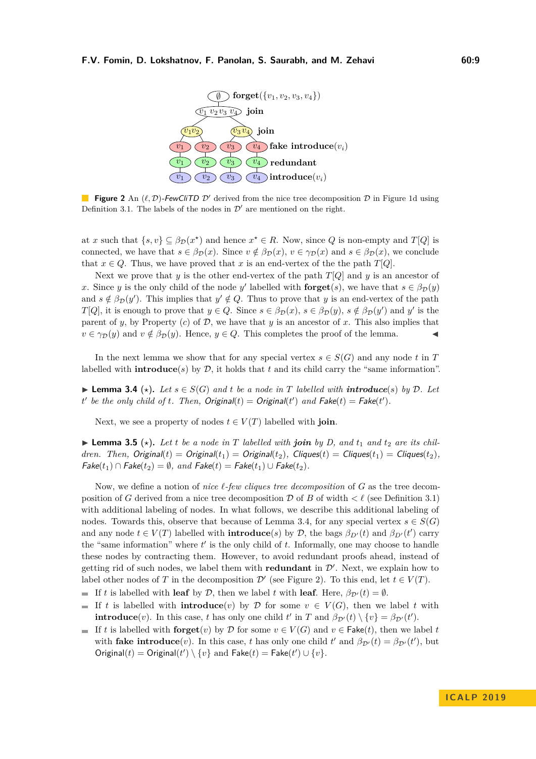**Figure 2** An $(\ell, \mathcal{D})$-*FewCliTD* $\mathcal{D}'$ derived from the nice tree decomposition $\mathcal{D}$ in Figure 1d using Definition 3.1. The labels of the nodes in $\mathcal{D}'$ are mentioned on the right.

at $x$ such that $\{s, v\} \subseteq \beta_{\mathcal{D}}(x^\star)$ and hence $x^\star \in R$. Now, since $Q$ is non-empty and $T[Q]$ is connected, we have that $s \in \beta_{\mathcal{D}}(x)$. Since $v \notin \beta_{\mathcal{D}}(x)$, $v \in \gamma_{\mathcal{D}}(x)$ and $s \in \beta_{\mathcal{D}}(x)$, we conclude that $x \in Q$. Thus, we have proved that $x$ is an end-vertex of the the path $T[Q]$.

Next we prove that $y$ is the other end-vertex of the path $T[Q]$ and $y$ is an ancestor of $x$. Since $y$ is the only child of the node $y'$ labelled with **forget**$(s)$, we have that $s \in \beta_{\mathcal{D}}(y)$ and $s \notin \beta_{\mathcal{D}}(y')$. This implies that $y' \notin Q$. Thus to prove that $y$ is an end-vertex of the path $T[Q]$, it is enough to prove that $y \in Q$. Since $s \in \beta_{\mathcal{D}}(x)$, $s \in \beta_{\mathcal{D}}(y)$, $s \notin \beta_{\mathcal{D}}(y')$ and $y'$ is the parent of $y$, by Property (c) of $\mathcal{D}$, we have that $y$ is an ancestor of $x$. This also implies that $v \in \gamma_{\mathcal{D}}(y)$ and $v \notin \beta_{\mathcal{D}}(y)$. Hence, $y \in Q$. This completes the proof of the lemma. ◀

In the next lemma we show that for any special vertex $s \in S(G)$ and any node $t$ in $T$ labelled with **introduce**$(s)$ by $\mathcal{D}$, it holds that $t$ and its child carry the "same information".

▶ **Lemma 3.4** ($\star$). *Let $s \in S(G)$ and $t$ be a node in $T$ labelled with **introduce**$(s)$ by $\mathcal{D}$. Let $t'$ be the only child of $t$. Then, Original$(t)$ = Original$(t')$ and Fake$(t)$ = Fake$(t')$.*

Next, we see a property of nodes $t \in V(T)$ labelled with **join**.

▶ **Lemma 3.5** ($\star$). *Let $t$ be a node in $T$ labelled with **join** by $D$, and $t_1$ and $t_2$ are its children. Then, Original$(t)$ = Original$(t_1)$ = Original$(t_2)$, Cliques$(t)$ = Cliques$(t_1)$ = Cliques$(t_2)$, Fake$(t_1) \cap$ Fake$(t_2) = \emptyset$, and Fake$(t)$ = Fake$(t_1) \cup$ Fake$(t_2)$.*

Now, we define a notion of *nice $\ell$-few cliques tree decomposition* of $G$ as the tree decomposition of $G$ derived from a nice tree decomposition $\mathcal{D}$ of $B$ of width $< \ell$ (see Definition 3.1) with additional labeling of nodes. In what follows, we describe this additional labeling of nodes. Towards this, observe that because of Lemma 3.4, for any special vertex $s \in S(G)$ and any node $t \in V(T)$ labelled with **introduce**$(s)$ by $\mathcal{D}$, the bags $\beta_{\mathcal{D}'}(t)$ and $\beta_{\mathcal{D}'}(t')$ carry the "same information" where $t'$ is the only child of $t$. Informally, one may choose to handle these nodes by contracting them. However, to avoid redundant proofs ahead, instead of getting rid of such nodes, we label them with **redundant** in $\mathcal{D}'$. Next, we explain how to label other nodes of $T$ in the decomposition $\mathcal{D}'$ (see Figure 2). To this end, let $t \in V(T)$.

- If $t$ is labelled with **leaf** by $\mathcal{D}$, then we label $t$ with **leaf**. Here, $\beta_{\mathcal{D}'}(t) = \emptyset$.
- If $t$ is labelled with **introduce**$(v)$ by $\mathcal{D}$ for some $v \in V(G)$, then we label $t$ with **introduce**$(v)$. In this case, $t$ has only one child $t'$ in $T$ and $\beta_{\mathcal{D}'}(t) \setminus \{v\} = \beta_{\mathcal{D}'}(t')$.
- If $t$ is labelled with **forget**$(v)$ by $\mathcal{D}$ for some $v \in V(G)$ and $v \in$ Fake$(t)$, then we label $t$ with **fake introduce**$(v)$. In this case, $t$ has only one child $t'$ and $\beta_{\mathcal{D}'}(t) = \beta_{\mathcal{D}'}(t')$, but Original$(t)$ = Original$(t') \setminus \{v\}$ and Fake$(t)$ = Fake$(t') \cup \{v\}$.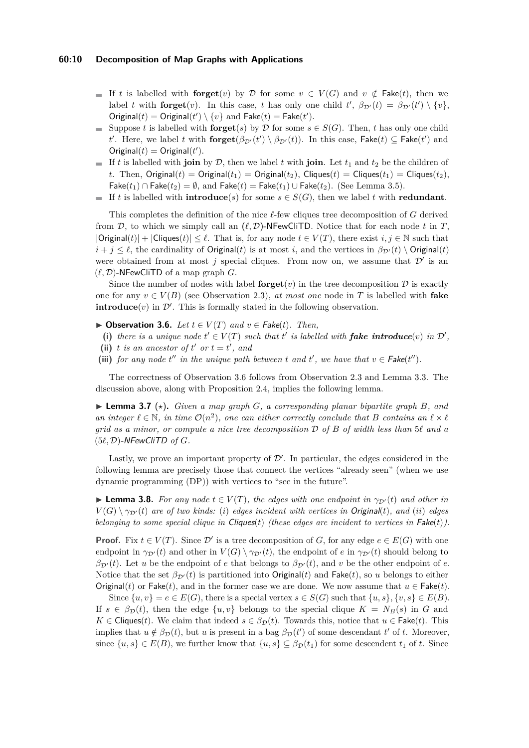- If $t$ is labelled with **forget**$(v)$ by $\mathcal{D}$ for some $v \in V(G)$ and $v \notin \mathsf{Fake}(t)$, then we label $t$ with **forget**$(v)$. In this case, $t$ has only one child $t'$, $\beta_{\mathcal{D}'}(t) = \beta_{\mathcal{D}'}(t') \setminus \{v\}$, $\mathsf{Original}(t) = \mathsf{Original}(t') \setminus \{v\}$ and $\mathsf{Fake}(t) = \mathsf{Fake}(t')$.
- Suppose $t$ is labelled with **forget**$(s)$ by $\mathcal{D}$ for some $s \in S(G)$. Then, $t$ has only one child $t'$. Here, we label $t$ with **forget**$(\beta_{\mathcal{D}'}(t') \setminus \beta_{\mathcal{D}'}(t))$. In this case, $\mathsf{Fake}(t) \subseteq \mathsf{Fake}(t')$ and $\mathsf{Original}(t) = \mathsf{Original}(t')$.
- If $t$ is labelled with **join** by $\mathcal{D}$, then we label $t$ with **join**. Let $t_1$ and $t_2$ be the children of $t$. Then, $\mathsf{Original}(t) = \mathsf{Original}(t_1) = \mathsf{Original}(t_2)$, $\mathsf{Cliques}(t) = \mathsf{Cliques}(t_1) = \mathsf{Cliques}(t_2)$, $\mathsf{Fake}(t_1) \cap \mathsf{Fake}(t_2) = \emptyset$, and $\mathsf{Fake}(t) = \mathsf{Fake}(t_1) \cup \mathsf{Fake}(t_2)$. (See Lemma 3.5).
- If $t$ is labelled with **introduce**$(s)$ for some $s \in S(G)$, then we label $t$ with **redundant**.

This completes the definition of the nice $\ell$-few cliques tree decomposition of $G$ derived from $\mathcal{D}$, to which we simply call an $(\ell, \mathcal{D})$-NFewCliTD. Notice that for each node $t$ in $T$, $|\mathsf{Original}(t)| + |\mathsf{Cliques}(t)| \leq \ell$. That is, for any node $t \in V(T)$, there exist $i, j \in \mathbb{N}$ such that $i + j \leq \ell$, the cardinality of $\mathsf{Original}(t)$ is at most $i$, and the vertices in $\beta_{\mathcal{D}'}(t) \setminus \mathsf{Original}(t)$ were obtained from at most $j$ special cliques. From now on, we assume that $\mathcal{D}'$ is an $(\ell, \mathcal{D})$-NFewCliTD of a map graph $G$.

Since the number of nodes with label **forget**$(v)$ in the tree decomposition $\mathcal{D}$ is exactly one for any $v \in V(B)$ (see Observation 2.3), *at most one* node in $T$ is labelled with **fake introduce**$(v)$ in $\mathcal{D}'$. This is formally stated in the following observation.

▶ **Observation 3.6.** *Let $t \in V(T)$ and $v \in \mathsf{Fake}(t)$. Then,*

**(i)** *there is a unique node $t' \in V(T)$ such that $t'$ is labelled with **fake introduce**$(v)$ in $\mathcal{D}'$,*
**(ii)** *$t$ is an ancestor of $t'$ or $t = t'$, and*
**(iii)** *for any node $t''$ in the unique path between $t$ and $t'$, we have that $v \in \mathsf{Fake}(t'')$.*

The correctness of Observation 3.6 follows from Observation 2.3 and Lemma 3.3. The discussion above, along with Proposition 2.4, implies the following lemma.

▶ **Lemma 3.7** ($\star$). *Given a map graph $G$, a corresponding planar bipartite graph $B$, and an integer $\ell \in \mathbb{N}$, in time $\mathcal{O}(n^2)$, one can either correctly conclude that $B$ contains an $\ell \times \ell$ grid as a minor, or compute a nice tree decomposition $\mathcal{D}$ of $B$ of width less than $5\ell$ and a $(5\ell, \mathcal{D})$-NFewCliTD of $G$.*

Lastly, we prove an important property of $\mathcal{D}'$. In particular, the edges considered in the following lemma are precisely those that connect the vertices "already seen" (when we use dynamic programming (DP)) with vertices to "see in the future".

▶ **Lemma 3.8.** *For any node $t \in V(T)$, the edges with one endpoint in $\gamma_{\mathcal{D}'}(t)$ and other in $V(G) \setminus \gamma_{\mathcal{D}'}(t)$ are of two kinds: $(i)$ edges incident with vertices in $\mathsf{Original}(t)$, and $(ii)$ edges belonging to some special clique in $\mathsf{Cliques}(t)$ (these edges are incident to vertices in $\mathsf{Fake}(t)$).*

**Proof.** Fix $t \in V(T)$. Since $\mathcal{D}'$ is a tree decomposition of $G$, for any edge $e \in E(G)$ with one endpoint in $\gamma_{\mathcal{D}'}(t)$ and other in $V(G) \setminus \gamma_{\mathcal{D}'}(t)$, the endpoint of $e$ in $\gamma_{\mathcal{D}'}(t)$ should belong to $\beta_{\mathcal{D}'}(t)$. Let $u$ be the endpoint of $e$ that belongs to $\beta_{\mathcal{D}'}(t)$, and $v$ be the other endpoint of $e$. Notice that the set $\beta_{\mathcal{D}'}(t)$ is partitioned into $\mathsf{Original}(t)$ and $\mathsf{Fake}(t)$, so $u$ belongs to either $\mathsf{Original}(t)$ or $\mathsf{Fake}(t)$, and in the former case we are done. We now assume that $u \in \mathsf{Fake}(t)$.

Since $\{u, v\} = e \in E(G)$, there is a special vertex $s \in S(G)$ such that $\{u, s\}, \{v, s\} \in E(B)$. If $s \in \beta_{\mathcal{D}}(t)$, then the edge $\{u, v\}$ belongs to the special clique $K = N_B(s)$ in $G$ and $K \in \mathsf{Cliques}(t)$. We claim that indeed $s \in \beta_{\mathcal{D}}(t)$. Towards this, notice that $u \in \mathsf{Fake}(t)$. This implies that $u \notin \beta_{\mathcal{D}}(t)$, but $u$ is present in a bag $\beta_{\mathcal{D}}(t')$ of some descendant $t'$ of $t$. Moreover, since $\{u, s\} \in E(B)$, we further know that $\{u, s\} \subseteq \beta_{\mathcal{D}}(t_1)$ for some descendent $t_1$ of $t$. Since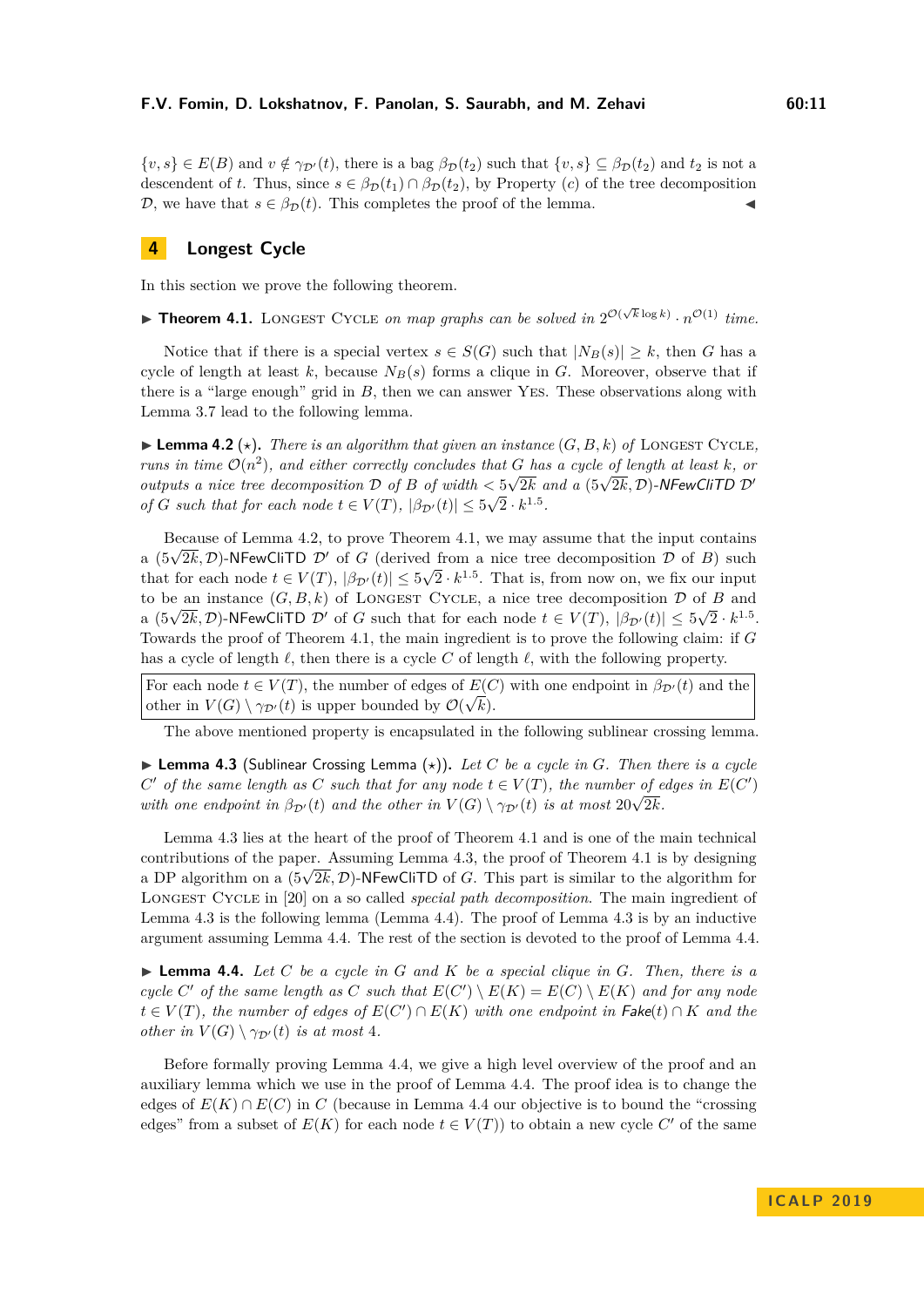$\{v,s\} \in E(B)$ and $v \notin \gamma_{\mathcal{D}'}(t)$, there is a bag $\beta_{\mathcal{D}}(t_2)$ such that $\{v,s\} \subseteq \beta_{\mathcal{D}}(t_2)$ and $t_2$ is not a descendent of $t$. Thus, since $s \in \beta_{\mathcal{D}}(t_1) \cap \beta_{\mathcal{D}}(t_2)$, by Property (c) of the tree decomposition $\mathcal{D}$, we have that $s \in \beta_{\mathcal{D}}(t)$. This completes the proof of the lemma. ◀

## 4 Longest Cycle

In this section we prove the following theorem.

▶ **Theorem 4.1.** *Longest Cycle on map graphs can be solved in $2^{\mathcal{O}(\sqrt{k}\log k)} \cdot n^{\mathcal{O}(1)}$ time.*

Notice that if there is a special vertex $s \in S(G)$ such that $|N_B(s)| \geq k$, then $G$ has a cycle of length at least $k$, because $N_B(s)$ forms a clique in $G$. Moreover, observe that if there is a "large enough" grid in $B$, then we can answer Yes. These observations along with Lemma 3.7 lead to the following lemma.

▶ **Lemma 4.2** ($\star$). *There is an algorithm that given an instance $(G,B,k)$ of Longest Cycle, runs in time $\mathcal{O}(n^2)$, and either correctly concludes that $G$ has a cycle of length at least $k$, or outputs a nice tree decomposition $\mathcal{D}$ of $B$ of width $< 5\sqrt{2k}$ and a $(5\sqrt{2k},\mathcal{D})$-NFewCliTD $\mathcal{D}'$ of $G$ such that for each node $t \in V(T)$, $|\beta_{\mathcal{D}'}(t)| \leq 5\sqrt{2}\cdot k^{1.5}$.*

Because of Lemma 4.2, to prove Theorem 4.1, we may assume that the input contains a $(5\sqrt{2k},\mathcal{D})$-NFewCliTD $\mathcal{D}'$ of $G$ (derived from a nice tree decomposition $\mathcal{D}$ of $B$) such that for each node $t \in V(T)$, $|\beta_{\mathcal{D}'}(t)| \leq 5\sqrt{2}\cdot k^{1.5}$. That is, from now on, we fix our input to be an instance $(G,B,k)$ of Longest Cycle, a nice tree decomposition $\mathcal{D}$ of $B$ and a $(5\sqrt{2k},\mathcal{D})$-NFewCliTD $\mathcal{D}'$ of $G$ such that for each node $t \in V(T)$, $|\beta_{\mathcal{D}'}(t)| \leq 5\sqrt{2}\cdot k^{1.5}$. Towards the proof of Theorem 4.1, the main ingredient is to prove the following claim: if $G$ has a cycle of length $\ell$, then there is a cycle $C$ of length $\ell$, with the following property.

> For each node $t \in V(T)$, the number of edges of $E(C)$ with one endpoint in $\beta_{\mathcal{D}'}(t)$ and the other in $V(G) \setminus \gamma_{\mathcal{D}'}(t)$ is upper bounded by $\mathcal{O}(\sqrt{k})$.

The above mentioned property is encapsulated in the following sublinear crossing lemma.

▶ **Lemma 4.3** (Sublinear Crossing Lemma ($\star$)). *Let $C$ be a cycle in $G$. Then there is a cycle $C'$ of the same length as $C$ such that for any node $t \in V(T)$, the number of edges in $E(C')$ with one endpoint in $\beta_{\mathcal{D}'}(t)$ and the other in $V(G) \setminus \gamma_{\mathcal{D}'}(t)$ is at most $20\sqrt{2k}$.*

Lemma 4.3 lies at the heart of the proof of Theorem 4.1 and is one of the main technical contributions of the paper. Assuming Lemma 4.3, the proof of Theorem 4.1 is by designing a DP algorithm on a $(5\sqrt{2k},\mathcal{D})$-NFewCliTD of $G$. This part is similar to the algorithm for Longest Cycle in [20] on a so called *special path decomposition*. The main ingredient of Lemma 4.3 is the following lemma (Lemma 4.4). The proof of Lemma 4.3 is by an inductive argument assuming Lemma 4.4. The rest of the section is devoted to the proof of Lemma 4.4.

▶ **Lemma 4.4.** *Let $C$ be a cycle in $G$ and $K$ be a special clique in $G$. Then, there is a cycle $C'$ of the same length as $C$ such that $E(C') \setminus E(K) = E(C) \setminus E(K)$ and for any node $t \in V(T)$, the number of edges of $E(C') \cap E(K)$ with one endpoint in $\mathsf{Fake}(t) \cap K$ and the other in $V(G) \setminus \gamma_{\mathcal{D}'}(t)$ is at most 4.*

Before formally proving Lemma 4.4, we give a high level overview of the proof and an auxiliary lemma which we use in the proof of Lemma 4.4. The proof idea is to change the edges of $E(K) \cap E(C)$ in $C$ (because in Lemma 4.4 our objective is to bound the "crossing edges" from a subset of $E(K)$ for each node $t \in V(T)$) to obtain a new cycle $C'$ of the same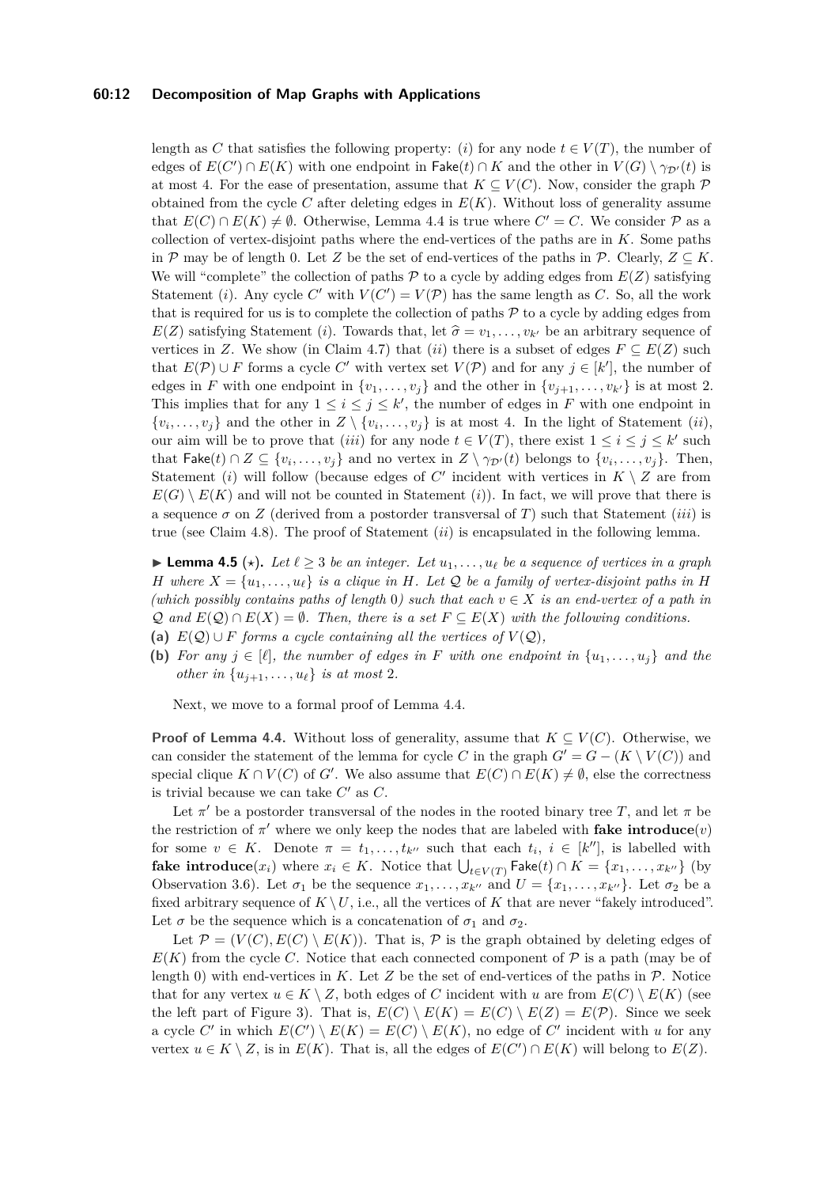length as $C$ that satisfies the following property: $(i)$ for any node $t \in V(T)$, the number of edges of $E(C') \cap E(K)$ with one endpoint in $\mathsf{Fake}(t) \cap K$ and the other in $V(G) \setminus \gamma_{\mathcal{D}'}(t)$ is at most 4. For the ease of presentation, assume that $K \subseteq V(C)$. Now, consider the graph $\mathcal{P}$ obtained from the cycle $C$ after deleting edges in $E(K)$. Without loss of generality assume that $E(C) \cap E(K) \neq \emptyset$. Otherwise, Lemma 4.4 is true where $C' = C$. We consider $\mathcal{P}$ as a collection of vertex-disjoint paths where the end-vertices of the paths are in $K$. Some paths in $\mathcal{P}$ may be of length 0. Let $Z$ be the set of end-vertices of the paths in $\mathcal{P}$. Clearly, $Z \subseteq K$. We will "complete" the collection of paths $\mathcal{P}$ to a cycle by adding edges from $E(Z)$ satisfying Statement $(i)$. Any cycle $C'$ with $V(C') = V(\mathcal{P})$ has the same length as $C$. So, all the work that is required for us is to complete the collection of paths $\mathcal{P}$ to a cycle by adding edges from $E(Z)$ satisfying Statement $(i)$. Towards that, let $\widehat{\sigma} = v_1, \ldots, v_{k'}$ be an arbitrary sequence of vertices in $Z$. We show (in Claim 4.7) that $(ii)$ there is a subset of edges $F \subseteq E(Z)$ such that $E(\mathcal{P}) \cup F$ forms a cycle $C'$ with vertex set $V(\mathcal{P})$ and for any $j \in [k']$, the number of edges in $F$ with one endpoint in $\{v_1, \ldots, v_j\}$ and the other in $\{v_{j+1}, \ldots, v_{k'}\}$ is at most 2. This implies that for any $1 \leq i \leq j \leq k'$, the number of edges in $F$ with one endpoint in $\{v_i, \ldots, v_j\}$ and the other in $Z \setminus \{v_i, \ldots, v_j\}$ is at most 4. In the light of Statement $(ii)$, our aim will be to prove that $(iii)$ for any node $t \in V(T)$, there exist $1 \leq i \leq j \leq k'$ such that $\mathsf{Fake}(t) \cap Z \subseteq \{v_i, \ldots, v_j\}$ and no vertex in $Z \setminus \gamma_{\mathcal{D}'}(t)$ belongs to $\{v_i, \ldots, v_j\}$. Then, Statement $(i)$ will follow (because edges of $C'$ incident with vertices in $K \setminus Z$ are from $E(G) \setminus E(K)$ and will not be counted in Statement $(i)$). In fact, we will prove that there is a sequence $\sigma$ on $Z$ (derived from a postorder transversal of $T$) such that Statement $(iii)$ is true (see Claim 4.8). The proof of Statement $(ii)$ is encapsulated in the following lemma.

► **Lemma 4.5** ($\star$). *Let $\ell \geq 3$ be an integer. Let $u_1, \ldots, u_\ell$ be a sequence of vertices in a graph $H$ where $X = \{u_1, \ldots, u_\ell\}$ is a clique in $H$. Let $\mathcal{Q}$ be a family of vertex-disjoint paths in $H$ (which possibly contains paths of length 0) such that each $v \in X$ is an end-vertex of a path in $\mathcal{Q}$ and $E(\mathcal{Q}) \cap E(X) = \emptyset$. Then, there is a set $F \subseteq E(X)$ with the following conditions.*

**(a)** *$E(\mathcal{Q}) \cup F$ forms a cycle containing all the vertices of $V(\mathcal{Q})$,*

**(b)** *For any $j \in [\ell]$, the number of edges in $F$ with one endpoint in $\{u_1, \ldots, u_j\}$ and the other in $\{u_{j+1}, \ldots, u_\ell\}$ is at most 2.*

Next, we move to a formal proof of Lemma 4.4.

**Proof of Lemma 4.4.** Without loss of generality, assume that $K \subseteq V(C)$. Otherwise, we can consider the statement of the lemma for cycle $C$ in the graph $G' = G - (K \setminus V(C))$ and special clique $K \cap V(C)$ of $G'$. We also assume that $E(C) \cap E(K) \neq \emptyset$, else the correctness is trivial because we can take $C'$ as $C$.

Let $\pi'$ be a postorder transversal of the nodes in the rooted binary tree $T$, and let $\pi$ be the restriction of $\pi'$ where we only keep the nodes that are labeled with **fake introduce**$(v)$ for some $v \in K$. Denote $\pi = t_1, \ldots, t_{k''}$ such that each $t_i$, $i \in [k'']$, is labelled with **fake introduce**$(x_i)$ where $x_i \in K$. Notice that $\bigcup_{t \in V(T)} \mathsf{Fake}(t) \cap K = \{x_1, \ldots, x_{k''}\}$ (by Observation 3.6). Let $\sigma_1$ be the sequence $x_1, \ldots, x_{k''}$ and $U = \{x_1, \ldots, x_{k''}\}$. Let $\sigma_2$ be a fixed arbitrary sequence of $K \setminus U$, i.e., all the vertices of $K$ that are never "fakely introduced". Let $\sigma$ be the sequence which is a concatenation of $\sigma_1$ and $\sigma_2$.

Let $\mathcal{P} = (V(C), E(C) \setminus E(K))$. That is, $\mathcal{P}$ is the graph obtained by deleting edges of $E(K)$ from the cycle $C$. Notice that each connected component of $\mathcal{P}$ is a path (may be of length 0) with end-vertices in $K$. Let $Z$ be the set of end-vertices of the paths in $\mathcal{P}$. Notice that for any vertex $u \in K \setminus Z$, both edges of $C$ incident with $u$ are from $E(C) \setminus E(K)$ (see the left part of Figure 3). That is, $E(C) \setminus E(K) = E(C) \setminus E(Z) = E(\mathcal{P})$. Since we seek a cycle $C'$ in which $E(C') \setminus E(K) = E(C) \setminus E(K)$, no edge of $C'$ incident with $u$ for any vertex $u \in K \setminus Z$, is in $E(K)$. That is, all the edges of $E(C') \cap E(K)$ will belong to $E(Z)$.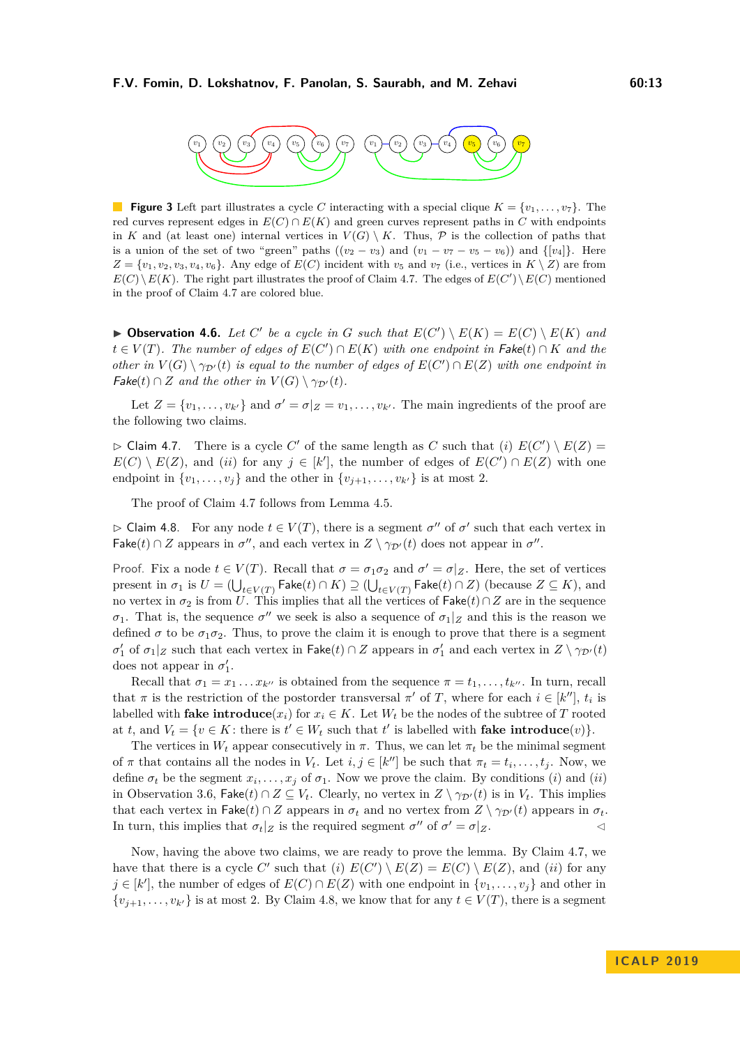**Figure 3** Left part illustrates a cycle $C$ interacting with a special clique $K = \{v_1, \ldots, v_7\}$. The red curves represent edges in $E(C) \cap E(K)$ and green curves represent paths in $C$ with endpoints in $K$ and (at least one) internal vertices in $V(G) \setminus K$. Thus, $\mathcal{P}$ is the collection of paths that is a union of the set of two "green" paths $((v_2 - v_3)$ and $(v_1 - v_7 - v_5 - v_6))$ and $\{[v_4]\}$. Here $Z = \{v_1, v_2, v_3, v_4, v_6\}$. Any edge of $E(C)$ incident with $v_5$ and $v_7$ (i.e., vertices in $K \setminus Z$) are from $E(C) \setminus E(K)$. The right part illustrates the proof of Claim 4.7. The edges of $E(C') \setminus E(C)$ mentioned in the proof of Claim 4.7 are colored blue.

▶ **Observation 4.6.** *Let $C'$ be a cycle in $G$ such that $E(C') \setminus E(K) = E(C) \setminus E(K)$ and $t \in V(T)$. The number of edges of $E(C') \cap E(K)$ with one endpoint in $\mathsf{Fake}(t) \cap K$ and the other in $V(G) \setminus \gamma_{\mathcal{D}'}(t)$ is equal to the number of edges of $E(C') \cap E(Z)$ with one endpoint in $\mathsf{Fake}(t) \cap Z$ and the other in $V(G) \setminus \gamma_{\mathcal{D}'}(t)$.*

Let $Z = \{v_1, \ldots, v_{k'}\}$ and $\sigma' = \sigma|_Z = v_1, \ldots, v_{k'}$. The main ingredients of the proof are the following two claims.

▷ Claim 4.7. There is a cycle $C'$ of the same length as $C$ such that $(i)$ $E(C') \setminus E(Z) = E(C) \setminus E(Z)$, and $(ii)$ for any $j \in [k']$, the number of edges of $E(C') \cap E(Z)$ with one endpoint in $\{v_1, \ldots, v_j\}$ and the other in $\{v_{j+1}, \ldots, v_{k'}\}$ is at most 2.

The proof of Claim 4.7 follows from Lemma 4.5.

▷ Claim 4.8. For any node $t \in V(T)$, there is a segment $\sigma''$ of $\sigma'$ such that each vertex in $\mathsf{Fake}(t) \cap Z$ appears in $\sigma''$, and each vertex in $Z \setminus \gamma_{\mathcal{D}'}(t)$ does not appear in $\sigma''$.

*Proof.* Fix a node $t \in V(T)$. Recall that $\sigma = \sigma_1 \sigma_2$ and $\sigma' = \sigma|_Z$. Here, the set of vertices present in $\sigma_1$ is $U = (\bigcup_{t \in V(T)} \mathsf{Fake}(t) \cap K) \supseteq (\bigcup_{t \in V(T)} \mathsf{Fake}(t) \cap Z)$ (because $Z \subseteq K$), and no vertex in $\sigma_2$ is from $U$. This implies that all the vertices of $\mathsf{Fake}(t) \cap Z$ are in the sequence $\sigma_1$. That is, the sequence $\sigma''$ we seek is also a sequence of $\sigma_1|_Z$ and this is the reason we defined $\sigma$ to be $\sigma_1 \sigma_2$. Thus, to prove the claim it is enough to prove that there is a segment $\sigma_1'$ of $\sigma_1|_Z$ such that each vertex in $\mathsf{Fake}(t) \cap Z$ appears in $\sigma_1'$ and each vertex in $Z \setminus \gamma_{\mathcal{D}'}(t)$ does not appear in $\sigma_1'$.

Recall that $\sigma_1 = x_1 \ldots x_{k''}$ is obtained from the sequence $\pi = t_1, \ldots, t_{k''}$. In turn, recall that $\pi$ is the restriction of the postorder transversal $\pi'$ of $T$, where for each $i \in [k'']$, $t_i$ is labelled with **fake introduce**$(x_i)$ for $x_i \in K$. Let $W_t$ be the nodes of the subtree of $T$ rooted at $t$, and $V_t = \{v \in K \colon$ there is $t' \in W_t$ such that $t'$ is labelled with **fake introduce**$(v)\}$.

The vertices in $W_t$ appear consecutively in $\pi$. Thus, we can let $\pi_t$ be the minimal segment of $\pi$ that contains all the nodes in $V_t$. Let $i, j \in [k'']$ be such that $\pi_t = t_i, \ldots, t_j$. Now, we define $\sigma_t$ be the segment $x_i, \ldots, x_j$ of $\sigma_1$. Now we prove the claim. By conditions $(i)$ and $(ii)$ in Observation 3.6, $\mathsf{Fake}(t) \cap Z \subseteq V_t$. Clearly, no vertex in $Z \setminus \gamma_{\mathcal{D}'}(t)$ is in $V_t$. This implies that each vertex in $\mathsf{Fake}(t) \cap Z$ appears in $\sigma_t$ and no vertex from $Z \setminus \gamma_{\mathcal{D}'}(t)$ appears in $\sigma_t$. In turn, this implies that $\sigma_t|_Z$ is the required segment $\sigma''$ of $\sigma' = \sigma|_Z$. ◁

Now, having the above two claims, we are ready to prove the lemma. By Claim 4.7, we have that there is a cycle $C'$ such that $(i)$ $E(C') \setminus E(Z) = E(C) \setminus E(Z)$, and $(ii)$ for any $j \in [k']$, the number of edges of $E(C) \cap E(Z)$ with one endpoint in $\{v_1, \ldots, v_j\}$ and other in $\{v_{j+1}, \ldots, v_{k'}\}$ is at most 2. By Claim 4.8, we know that for any $t \in V(T)$, there is a segment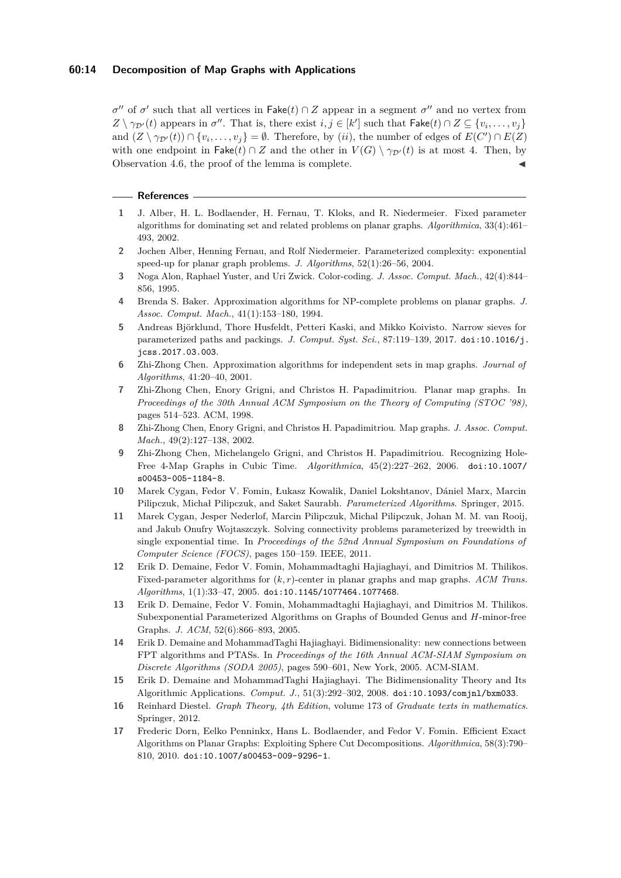$\sigma''$ of $\sigma'$ such that all vertices in $\mathsf{Fake}(t) \cap Z$ appear in a segment $\sigma''$ and no vertex from $Z \setminus \gamma_{\mathcal{D}'}(t)$ appears in $\sigma''$. That is, there exist $i, j \in [k']$ such that $\mathsf{Fake}(t) \cap Z \subseteq \{v_i, \ldots, v_j\}$ and $(Z \setminus \gamma_{\mathcal{D}'}(t)) \cap \{v_i, \ldots, v_j\} = \emptyset$. Therefore, by $(ii)$, the number of edges of $E(C') \cap E(Z)$ with one endpoint in $\mathsf{Fake}(t) \cap Z$ and the other in $V(G) \setminus \gamma_{\mathcal{D}'}(t)$ is at most 4. Then, by Observation 4.6, the proof of the lemma is complete. ◀

## References

1. J. Alber, H. L. Bodlaender, H. Fernau, T. Kloks, and R. Niedermeier. Fixed parameter algorithms for dominating set and related problems on planar graphs. *Algorithmica*, 33(4):461–493, 2002.
2. Jochen Alber, Henning Fernau, and Rolf Niedermeier. Parameterized complexity: exponential speed-up for planar graph problems. *J. Algorithms*, 52(1):26–56, 2004.
3. Noga Alon, Raphael Yuster, and Uri Zwick. Color-coding. *J. Assoc. Comput. Mach.*, 42(4):844–856, 1995.
4. Brenda S. Baker. Approximation algorithms for NP-complete problems on planar graphs. *J. Assoc. Comput. Mach.*, 41(1):153–180, 1994.
5. Andreas Björklund, Thore Husfeldt, Petteri Kaski, and Mikko Koivisto. Narrow sieves for parameterized paths and packings. *J. Comput. Syst. Sci.*, 87:119–139, 2017. doi:10.1016/j.jcss.2017.03.003.
6. Zhi-Zhong Chen. Approximation algorithms for independent sets in map graphs. *Journal of Algorithms*, 41:20–40, 2001.
7. Zhi-Zhong Chen, Enory Grigni, and Christos H. Papadimitriou. Planar map graphs. In *Proceedings of the 30th Annual ACM Symposium on the Theory of Computing (STOC '98)*, pages 514–523. ACM, 1998.
8. Zhi-Zhong Chen, Enory Grigni, and Christos H. Papadimitriou. Map graphs. *J. Assoc. Comput. Mach.*, 49(2):127–138, 2002.
9. Zhi-Zhong Chen, Michelangelo Grigni, and Christos H. Papadimitriou. Recognizing Hole-Free 4-Map Graphs in Cubic Time. *Algorithmica*, 45(2):227–262, 2006. doi:10.1007/s00453-005-1184-8.
10. Marek Cygan, Fedor V. Fomin, Łukasz Kowalik, Daniel Lokshtanov, Dániel Marx, Marcin Pilipczuk, Michał Pilipczuk, and Saket Saurabh. *Parameterized Algorithms*. Springer, 2015.
11. Marek Cygan, Jesper Nederlof, Marcin Pilipczuk, Michal Pilipczuk, Johan M. M. van Rooij, and Jakub Onufry Wojtaszczyk. Solving connectivity problems parameterized by treewidth in single exponential time. In *Proceedings of the 52nd Annual Symposium on Foundations of Computer Science (FOCS)*, pages 150–159. IEEE, 2011.
12. Erik D. Demaine, Fedor V. Fomin, Mohammadtaghi Hajiaghayi, and Dimitrios M. Thilikos. Fixed-parameter algorithms for $(k, r)$-center in planar graphs and map graphs. *ACM Trans. Algorithms*, 1(1):33–47, 2005. doi:10.1145/1077464.1077468.
13. Erik D. Demaine, Fedor V. Fomin, Mohammadtaghi Hajiaghayi, and Dimitrios M. Thilikos. Subexponential Parameterized Algorithms on Graphs of Bounded Genus and $H$-minor-free Graphs. *J. ACM*, 52(6):866–893, 2005.
14. Erik D. Demaine and MohammadTaghi Hajiaghayi. Bidimensionality: new connections between FPT algorithms and PTASs. In *Proceedings of the 16th Annual ACM-SIAM Symposium on Discrete Algorithms (SODA 2005)*, pages 590–601, New York, 2005. ACM-SIAM.
15. Erik D. Demaine and MohammadTaghi Hajiaghayi. The Bidimensionality Theory and Its Algorithmic Applications. *Comput. J.*, 51(3):292–302, 2008. doi:10.1093/comjnl/bxm033.
16. Reinhard Diestel. *Graph Theory, 4th Edition*, volume 173 of *Graduate texts in mathematics*. Springer, 2012.
17. Frederic Dorn, Eelko Penninkx, Hans L. Bodlaender, and Fedor V. Fomin. Efficient Exact Algorithms on Planar Graphs: Exploiting Sphere Cut Decompositions. *Algorithmica*, 58(3):790–810, 2010. doi:10.1007/s00453-009-9296-1.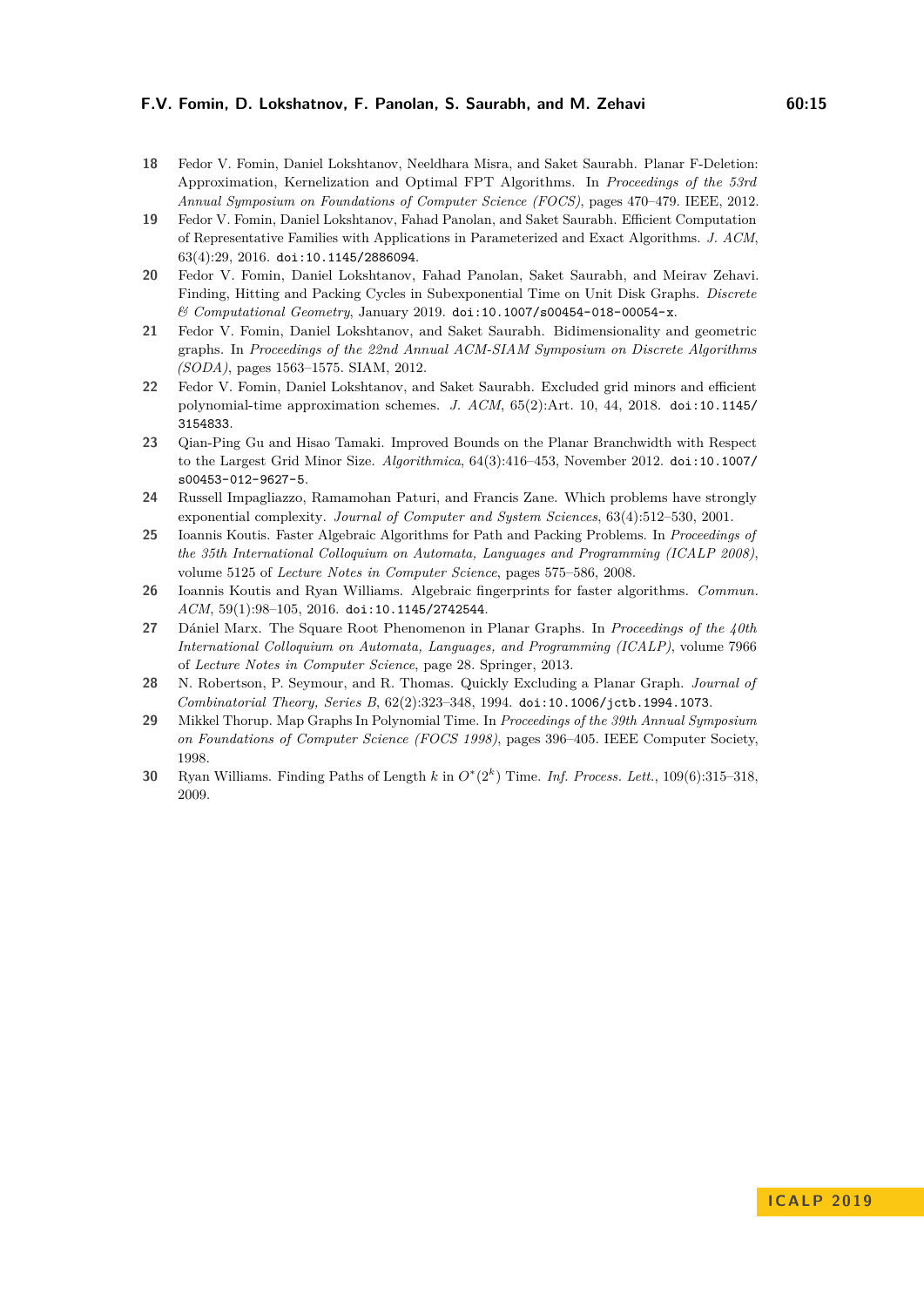18 Fedor V. Fomin, Daniel Lokshtanov, Neeldhara Misra, and Saket Saurabh. Planar F-Deletion: Approximation, Kernelization and Optimal FPT Algorithms. In *Proceedings of the 53rd Annual Symposium on Foundations of Computer Science (FOCS)*, pages 470–479. IEEE, 2012.

19 Fedor V. Fomin, Daniel Lokshtanov, Fahad Panolan, and Saket Saurabh. Efficient Computation of Representative Families with Applications in Parameterized and Exact Algorithms. *J. ACM*, 63(4):29, 2016. doi:10.1145/2886094.

20 Fedor V. Fomin, Daniel Lokshtanov, Fahad Panolan, Saket Saurabh, and Meirav Zehavi. Finding, Hitting and Packing Cycles in Subexponential Time on Unit Disk Graphs. *Discrete & Computational Geometry*, January 2019. doi:10.1007/s00454-018-00054-x.

21 Fedor V. Fomin, Daniel Lokshtanov, and Saket Saurabh. Bidimensionality and geometric graphs. In *Proceedings of the 22nd Annual ACM-SIAM Symposium on Discrete Algorithms (SODA)*, pages 1563–1575. SIAM, 2012.

22 Fedor V. Fomin, Daniel Lokshtanov, and Saket Saurabh. Excluded grid minors and efficient polynomial-time approximation schemes. *J. ACM*, 65(2):Art. 10, 44, 2018. doi:10.1145/3154833.

23 Qian-Ping Gu and Hisao Tamaki. Improved Bounds on the Planar Branchwidth with Respect to the Largest Grid Minor Size. *Algorithmica*, 64(3):416–453, November 2012. doi:10.1007/s00453-012-9627-5.

24 Russell Impagliazzo, Ramamohan Paturi, and Francis Zane. Which problems have strongly exponential complexity. *Journal of Computer and System Sciences*, 63(4):512–530, 2001.

25 Ioannis Koutis. Faster Algebraic Algorithms for Path and Packing Problems. In *Proceedings of the 35th International Colloquium on Automata, Languages and Programming (ICALP 2008)*, volume 5125 of *Lecture Notes in Computer Science*, pages 575–586, 2008.

26 Ioannis Koutis and Ryan Williams. Algebraic fingerprints for faster algorithms. *Commun. ACM*, 59(1):98–105, 2016. doi:10.1145/2742544.

27 Dániel Marx. The Square Root Phenomenon in Planar Graphs. In *Proceedings of the 40th International Colloquium on Automata, Languages, and Programming (ICALP)*, volume 7966 of *Lecture Notes in Computer Science*, page 28. Springer, 2013.

28 N. Robertson, P. Seymour, and R. Thomas. Quickly Excluding a Planar Graph. *Journal of Combinatorial Theory, Series B*, 62(2):323–348, 1994. doi:10.1006/jctb.1994.1073.

29 Mikkel Thorup. Map Graphs In Polynomial Time. In *Proceedings of the 39th Annual Symposium on Foundations of Computer Science (FOCS 1998)*, pages 396–405. IEEE Computer Society, 1998.

30 Ryan Williams. Finding Paths of Length $k$ in $O^*(2^k)$ Time. *Inf. Process. Lett.*, 109(6):315–318, 2009.